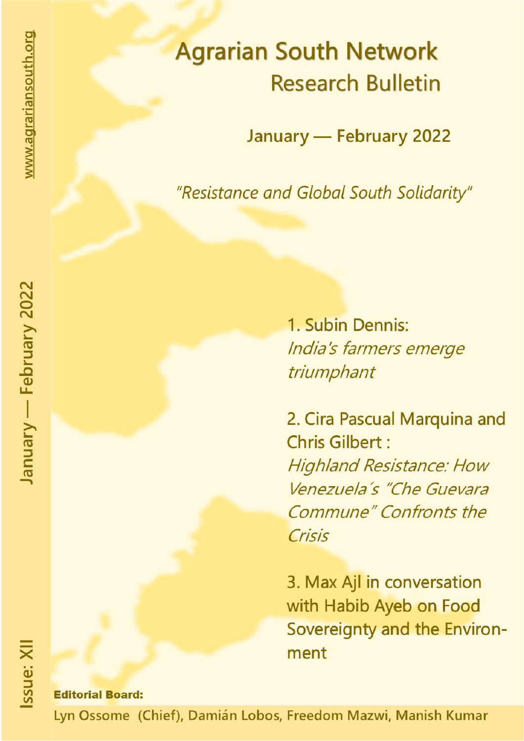# Agrarian South Network

## Research Bulletin

**January — February 2022**

*"Resistance and Global South Solidarity"*

1. Subin Dennis: *India's farmers emerge triumphant*

2. Cira Pascual Marquina and Chris Gilbert : *Highland Resistance: How Venezuela´s "Che Guevara Commune" Confronts the Crisis*

3. Max Ajl in conversation with Habib Ayeb on Food Sovereignty and the Environment

**Editorial Board:**

Lyn Ossome (Chief), Damián Lobos, Freedom Mazwi, Manish Kumar

www.agrariansouth.org

January — February 2022

Issue: XII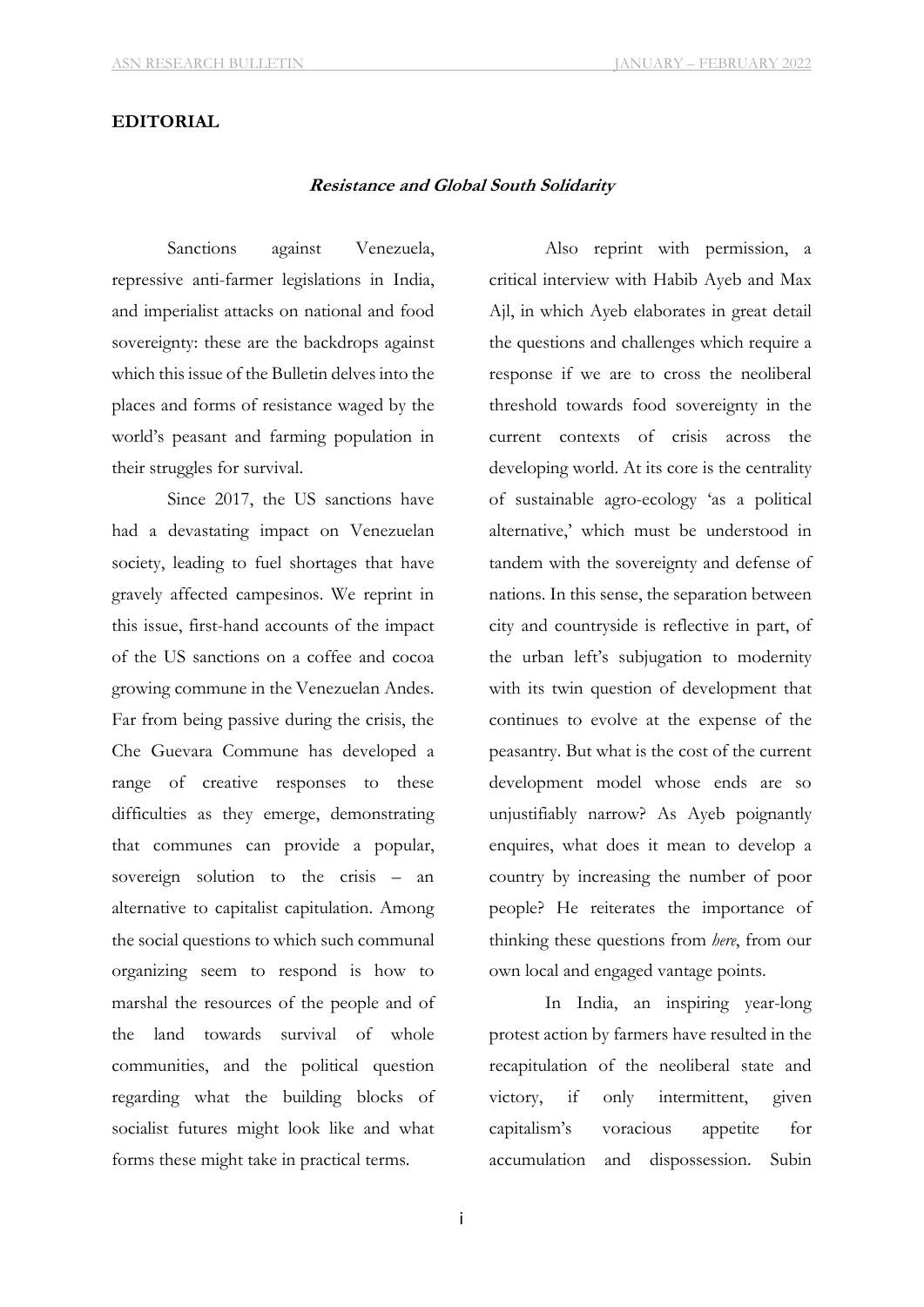## EDITORIAL

### ***Resistance and Global South Solidarity***

Sanctions against Venezuela, repressive anti-farmer legislations in India, and imperialist attacks on national and food sovereignty: these are the backdrops against which this issue of the Bulletin delves into the places and forms of resistance waged by the world's peasant and farming population in their struggles for survival.

Since 2017, the US sanctions have had a devastating impact on Venezuelan society, leading to fuel shortages that have gravely affected campesinos. We reprint in this issue, first-hand accounts of the impact of the US sanctions on a coffee and cocoa growing commune in the Venezuelan Andes. Far from being passive during the crisis, the Che Guevara Commune has developed a range of creative responses to these difficulties as they emerge, demonstrating that communes can provide a popular, sovereign solution to the crisis – an alternative to capitalist capitulation. Among the social questions to which such communal organizing seem to respond is how to marshal the resources of the people and of the land towards survival of whole communities, and the political question regarding what the building blocks of socialist futures might look like and what forms these might take in practical terms.

Also reprint with permission, a critical interview with Habib Ayeb and Max Ajl, in which Ayeb elaborates in great detail the questions and challenges which require a response if we are to cross the neoliberal threshold towards food sovereignty in the current contexts of crisis across the developing world. At its core is the centrality of sustainable agro-ecology 'as a political alternative,' which must be understood in tandem with the sovereignty and defense of nations. In this sense, the separation between city and countryside is reflective in part, of the urban left's subjugation to modernity with its twin question of development that continues to evolve at the expense of the peasantry. But what is the cost of the current development model whose ends are so unjustifiably narrow? As Ayeb poignantly enquires, what does it mean to develop a country by increasing the number of poor people? He reiterates the importance of thinking these questions from *here*, from our own local and engaged vantage points.

In India, an inspiring year-long protest action by farmers have resulted in the recapitulation of the neoliberal state and victory, if only intermittent, given capitalism's voracious appetite for accumulation and dispossession. Subin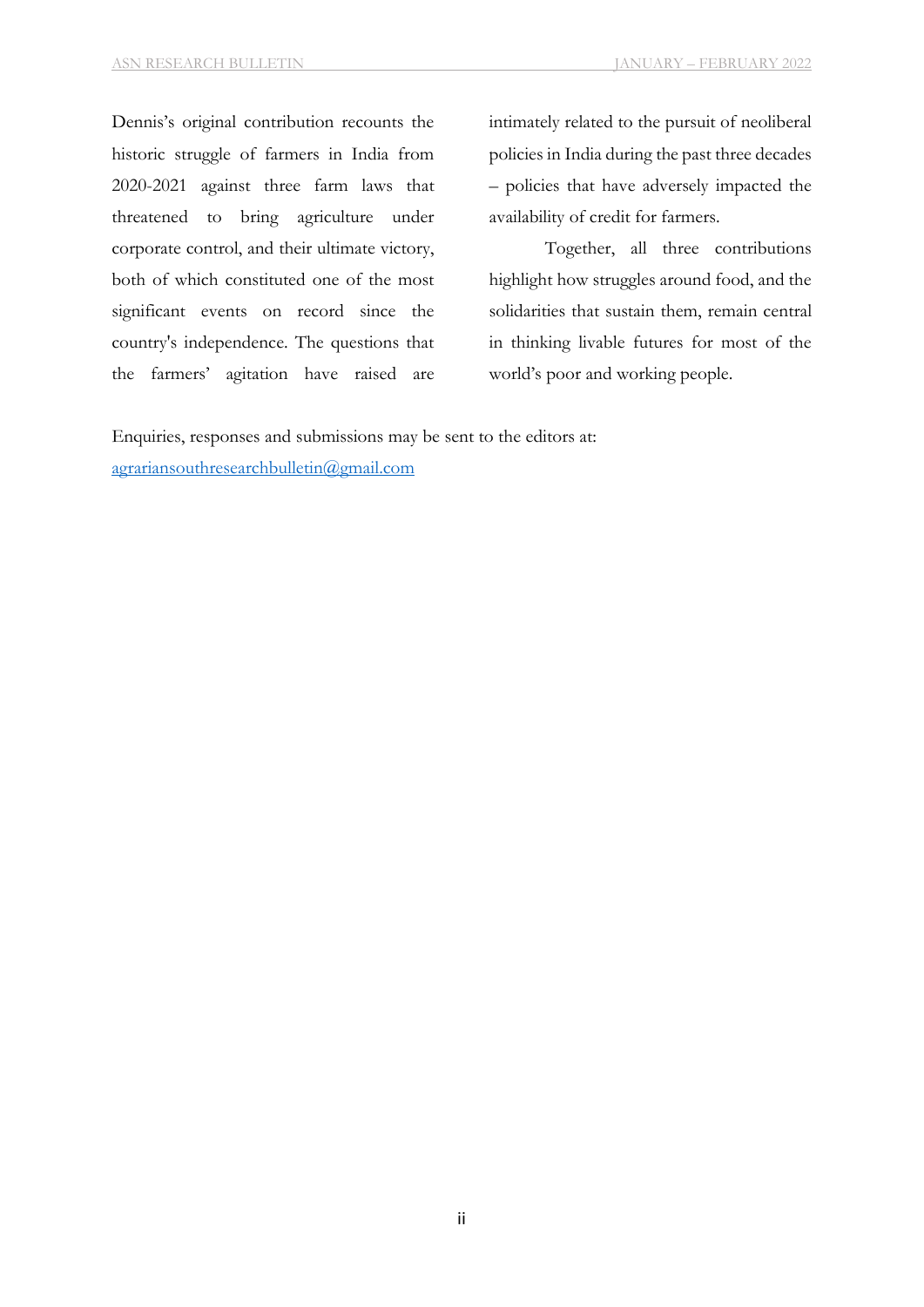Dennis's original contribution recounts the historic struggle of farmers in India from 2020-2021 against three farm laws that threatened to bring agriculture under corporate control, and their ultimate victory, both of which constituted one of the most significant events on record since the country's independence. The questions that the farmers' agitation have raised are intimately related to the pursuit of neoliberal policies in India during the past three decades – policies that have adversely impacted the availability of credit for farmers.

Together, all three contributions highlight how struggles around food, and the solidarities that sustain them, remain central in thinking livable futures for most of the world's poor and working people.

Enquiries, responses and submissions may be sent to the editors at:
agrariansouthresearchbulletin@gmail.com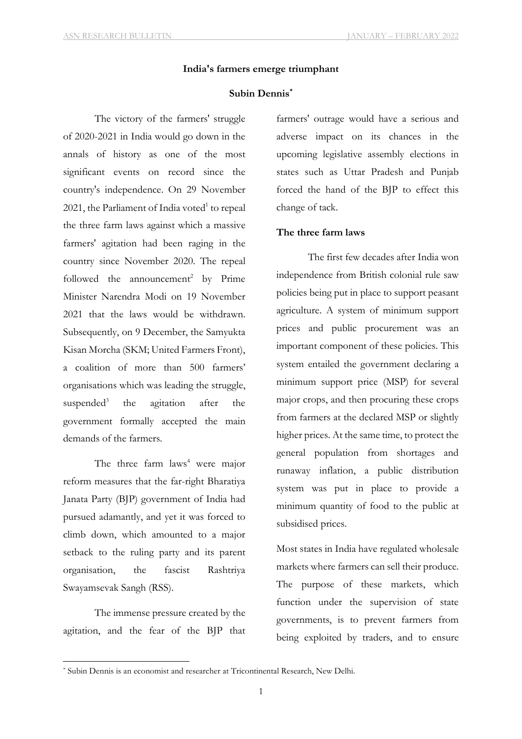**India's farmers emerge triumphant**

**Subin Dennis***

The victory of the farmers' struggle of 2020-2021 in India would go down in the annals of history as one of the most significant events on record since the country's independence. On 29 November 2021, the Parliament of India voted[1] to repeal the three farm laws against which a massive farmers' agitation had been raging in the country since November 2020. The repeal followed the announcement[2] by Prime Minister Narendra Modi on 19 November 2021 that the laws would be withdrawn. Subsequently, on 9 December, the Samyukta Kisan Morcha (SKM; United Farmers Front), a coalition of more than 500 farmers' organisations which was leading the struggle, suspended[3] the agitation after the government formally accepted the main demands of the farmers.

The three farm laws[4] were major reform measures that the far-right Bharatiya Janata Party (BJP) government of India had pursued adamantly, and yet it was forced to climb down, which amounted to a major setback to the ruling party and its parent organisation, the fascist Rashtriya Swayamsevak Sangh (RSS).

The immense pressure created by the agitation, and the fear of the BJP that farmers' outrage would have a serious and adverse impact on its chances in the upcoming legislative assembly elections in states such as Uttar Pradesh and Punjab forced the hand of the BJP to effect this change of tack.

**The three farm laws**

The first few decades after India won independence from British colonial rule saw policies being put in place to support peasant agriculture. A system of minimum support prices and public procurement was an important component of these policies. This system entailed the government declaring a minimum support price (MSP) for several major crops, and then procuring these crops from farmers at the declared MSP or slightly higher prices. At the same time, to protect the general population from shortages and runaway inflation, a public distribution system was put in place to provide a minimum quantity of food to the public at subsidised prices.

Most states in India have regulated wholesale markets where farmers can sell their produce. The purpose of these markets, which function under the supervision of state governments, is to prevent farmers from being exploited by traders, and to ensure

* Subin Dennis is an economist and researcher at Tricontinental Research, New Delhi.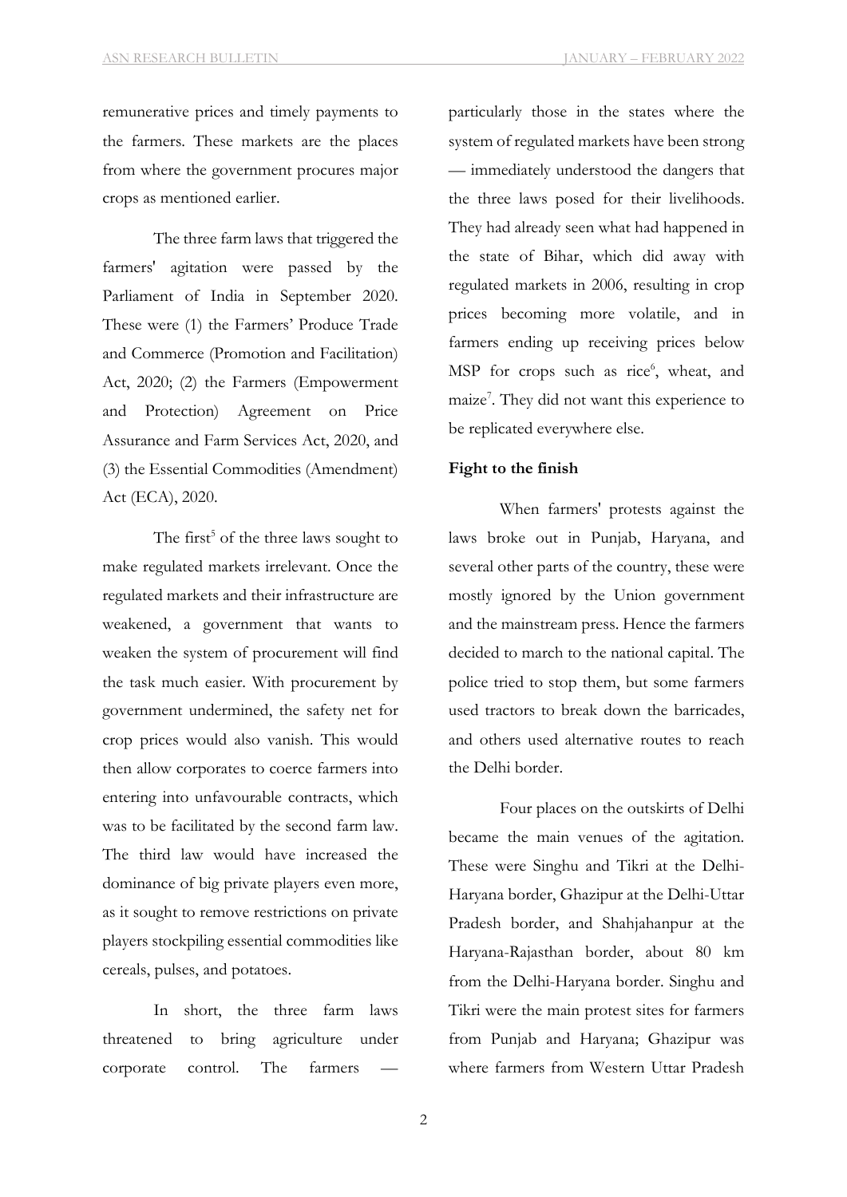remunerative prices and timely payments to the farmers. These markets are the places from where the government procures major crops as mentioned earlier.

The three farm laws that triggered the farmers' agitation were passed by the Parliament of India in September 2020. These were (1) the Farmers' Produce Trade and Commerce (Promotion and Facilitation) Act, 2020; (2) the Farmers (Empowerment and Protection) Agreement on Price Assurance and Farm Services Act, 2020, and (3) the Essential Commodities (Amendment) Act (ECA), 2020.

The first[5] of the three laws sought to make regulated markets irrelevant. Once the regulated markets and their infrastructure are weakened, a government that wants to weaken the system of procurement will find the task much easier. With procurement by government undermined, the safety net for crop prices would also vanish. This would then allow corporates to coerce farmers into entering into unfavourable contracts, which was to be facilitated by the second farm law. The third law would have increased the dominance of big private players even more, as it sought to remove restrictions on private players stockpiling essential commodities like cereals, pulses, and potatoes.

In short, the three farm laws threatened to bring agriculture under corporate control. The farmers — particularly those in the states where the system of regulated markets have been strong — immediately understood the dangers that the three laws posed for their livelihoods. They had already seen what had happened in the state of Bihar, which did away with regulated markets in 2006, resulting in crop prices becoming more volatile, and in farmers ending up receiving prices below MSP for crops such as rice[6], wheat, and maize[7]. They did not want this experience to be replicated everywhere else.

**Fight to the finish**

When farmers' protests against the laws broke out in Punjab, Haryana, and several other parts of the country, these were mostly ignored by the Union government and the mainstream press. Hence the farmers decided to march to the national capital. The police tried to stop them, but some farmers used tractors to break down the barricades, and others used alternative routes to reach the Delhi border.

Four places on the outskirts of Delhi became the main venues of the agitation. These were Singhu and Tikri at the Delhi-Haryana border, Ghazipur at the Delhi-Uttar Pradesh border, and Shahjahanpur at the Haryana-Rajasthan border, about 80 km from the Delhi-Haryana border. Singhu and Tikri were the main protest sites for farmers from Punjab and Haryana; Ghazipur was where farmers from Western Uttar Pradesh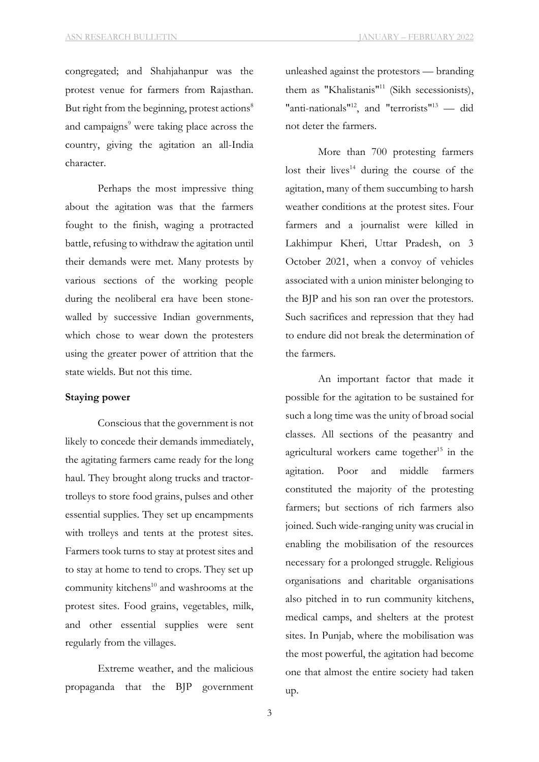congregated; and Shahjahanpur was the protest venue for farmers from Rajasthan. But right from the beginning, protest actions[8] and campaigns[9] were taking place across the country, giving the agitation an all-India character.

Perhaps the most impressive thing about the agitation was that the farmers fought to the finish, waging a protracted battle, refusing to withdraw the agitation until their demands were met. Many protests by various sections of the working people during the neoliberal era have been stone-walled by successive Indian governments, which chose to wear down the protesters using the greater power of attrition that the state wields. But not this time.

**Staying power**

Conscious that the government is not likely to concede their demands immediately, the agitating farmers came ready for the long haul. They brought along trucks and tractor-trolleys to store food grains, pulses and other essential supplies. They set up encampments with trolleys and tents at the protest sites. Farmers took turns to stay at protest sites and to stay at home to tend to crops. They set up community kitchens[10] and washrooms at the protest sites. Food grains, vegetables, milk, and other essential supplies were sent regularly from the villages.

Extreme weather, and the malicious propaganda that the BJP government unleashed against the protestors — branding them as "Khalistanis"[11] (Sikh secessionists), "anti-nationals"[12], and "terrorists"[13] — did not deter the farmers.

More than 700 protesting farmers lost their lives[14] during the course of the agitation, many of them succumbing to harsh weather conditions at the protest sites. Four farmers and a journalist were killed in Lakhimpur Kheri, Uttar Pradesh, on 3 October 2021, when a convoy of vehicles associated with a union minister belonging to the BJP and his son ran over the protestors. Such sacrifices and repression that they had to endure did not break the determination of the farmers.

An important factor that made it possible for the agitation to be sustained for such a long time was the unity of broad social classes. All sections of the peasantry and agricultural workers came together[15] in the agitation. Poor and middle farmers constituted the majority of the protesting farmers; but sections of rich farmers also joined. Such wide-ranging unity was crucial in enabling the mobilisation of the resources necessary for a prolonged struggle. Religious organisations and charitable organisations also pitched in to run community kitchens, medical camps, and shelters at the protest sites. In Punjab, where the mobilisation was the most powerful, the agitation had become one that almost the entire society had taken up.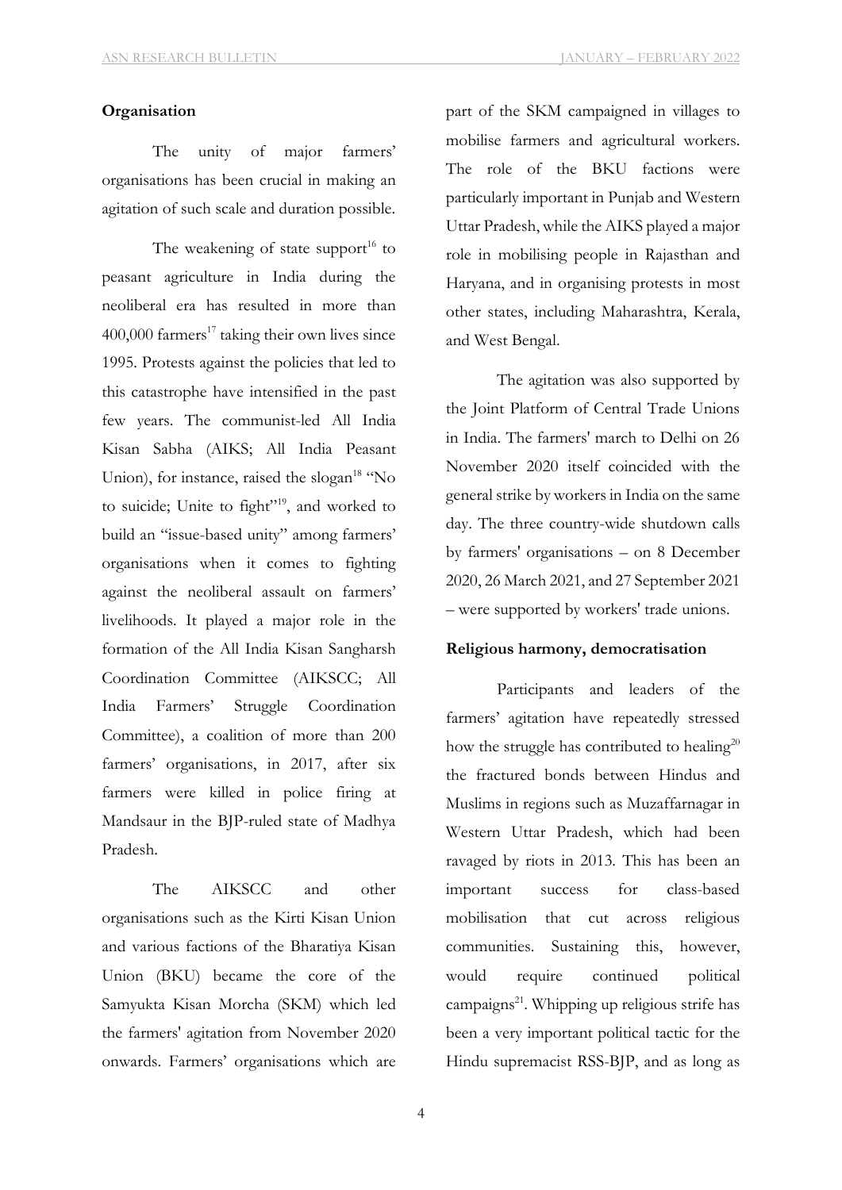**Organisation**

The unity of major farmers' organisations has been crucial in making an agitation of such scale and duration possible.

The weakening of state support[16] to peasant agriculture in India during the neoliberal era has resulted in more than 400,000 farmers[17] taking their own lives since 1995. Protests against the policies that led to this catastrophe have intensified in the past few years. The communist-led All India Kisan Sabha (AIKS; All India Peasant Union), for instance, raised the slogan[18] "No to suicide; Unite to fight"[19], and worked to build an "issue-based unity" among farmers' organisations when it comes to fighting against the neoliberal assault on farmers' livelihoods. It played a major role in the formation of the All India Kisan Sangharsh Coordination Committee (AIKSCC; All India Farmers' Struggle Coordination Committee), a coalition of more than 200 farmers' organisations, in 2017, after six farmers were killed in police firing at Mandsaur in the BJP-ruled state of Madhya Pradesh.

The AIKSCC and other organisations such as the Kirti Kisan Union and various factions of the Bharatiya Kisan Union (BKU) became the core of the Samyukta Kisan Morcha (SKM) which led the farmers' agitation from November 2020 onwards. Farmers' organisations which are part of the SKM campaigned in villages to mobilise farmers and agricultural workers. The role of the BKU factions were particularly important in Punjab and Western Uttar Pradesh, while the AIKS played a major role in mobilising people in Rajasthan and Haryana, and in organising protests in most other states, including Maharashtra, Kerala, and West Bengal.

The agitation was also supported by the Joint Platform of Central Trade Unions in India. The farmers' march to Delhi on 26 November 2020 itself coincided with the general strike by workers in India on the same day. The three country-wide shutdown calls by farmers' organisations – on 8 December 2020, 26 March 2021, and 27 September 2021 – were supported by workers' trade unions.

**Religious harmony, democratisation**

Participants and leaders of the farmers' agitation have repeatedly stressed how the struggle has contributed to healing[20] the fractured bonds between Hindus and Muslims in regions such as Muzaffarnagar in Western Uttar Pradesh, which had been ravaged by riots in 2013. This has been an important success for class-based mobilisation that cut across religious communities. Sustaining this, however, would require continued political campaigns[21]. Whipping up religious strife has been a very important political tactic for the Hindu supremacist RSS-BJP, and as long as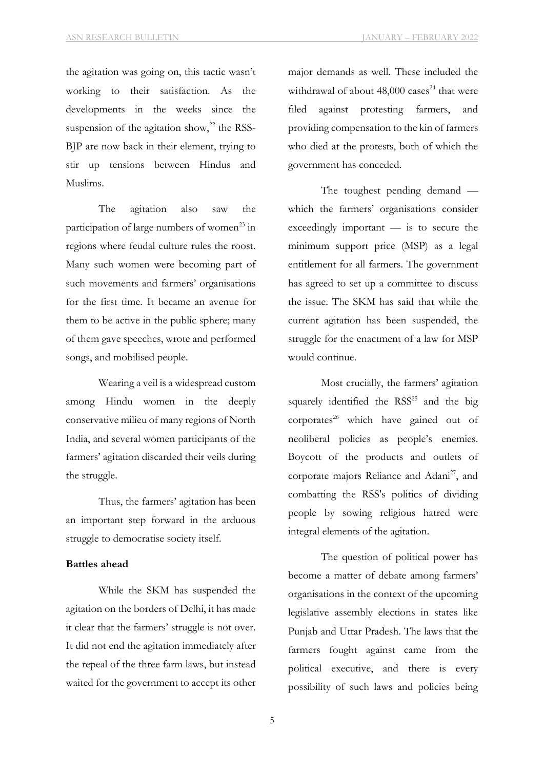the agitation was going on, this tactic wasn't working to their satisfaction. As the developments in the weeks since the suspension of the agitation show,[22] the RSS-BJP are now back in their element, trying to stir up tensions between Hindus and Muslims.

The agitation also saw the participation of large numbers of women[23] in regions where feudal culture rules the roost. Many such women were becoming part of such movements and farmers' organisations for the first time. It became an avenue for them to be active in the public sphere; many of them gave speeches, wrote and performed songs, and mobilised people.

Wearing a veil is a widespread custom among Hindu women in the deeply conservative milieu of many regions of North India, and several women participants of the farmers' agitation discarded their veils during the struggle.

Thus, the farmers' agitation has been an important step forward in the arduous struggle to democratise society itself.

**Battles ahead**

While the SKM has suspended the agitation on the borders of Delhi, it has made it clear that the farmers' struggle is not over. It did not end the agitation immediately after the repeal of the three farm laws, but instead waited for the government to accept its other major demands as well. These included the withdrawal of about 48,000 cases[24] that were filed against protesting farmers, and providing compensation to the kin of farmers who died at the protests, both of which the government has conceded.

The toughest pending demand — which the farmers' organisations consider exceedingly important — is to secure the minimum support price (MSP) as a legal entitlement for all farmers. The government has agreed to set up a committee to discuss the issue. The SKM has said that while the current agitation has been suspended, the struggle for the enactment of a law for MSP would continue.

Most crucially, the farmers' agitation squarely identified the RSS[25] and the big corporates[26] which have gained out of neoliberal policies as people's enemies. Boycott of the products and outlets of corporate majors Reliance and Adani[27], and combatting the RSS's politics of dividing people by sowing religious hatred were integral elements of the agitation.

The question of political power has become a matter of debate among farmers' organisations in the context of the upcoming legislative assembly elections in states like Punjab and Uttar Pradesh. The laws that the farmers fought against came from the political executive, and there is every possibility of such laws and policies being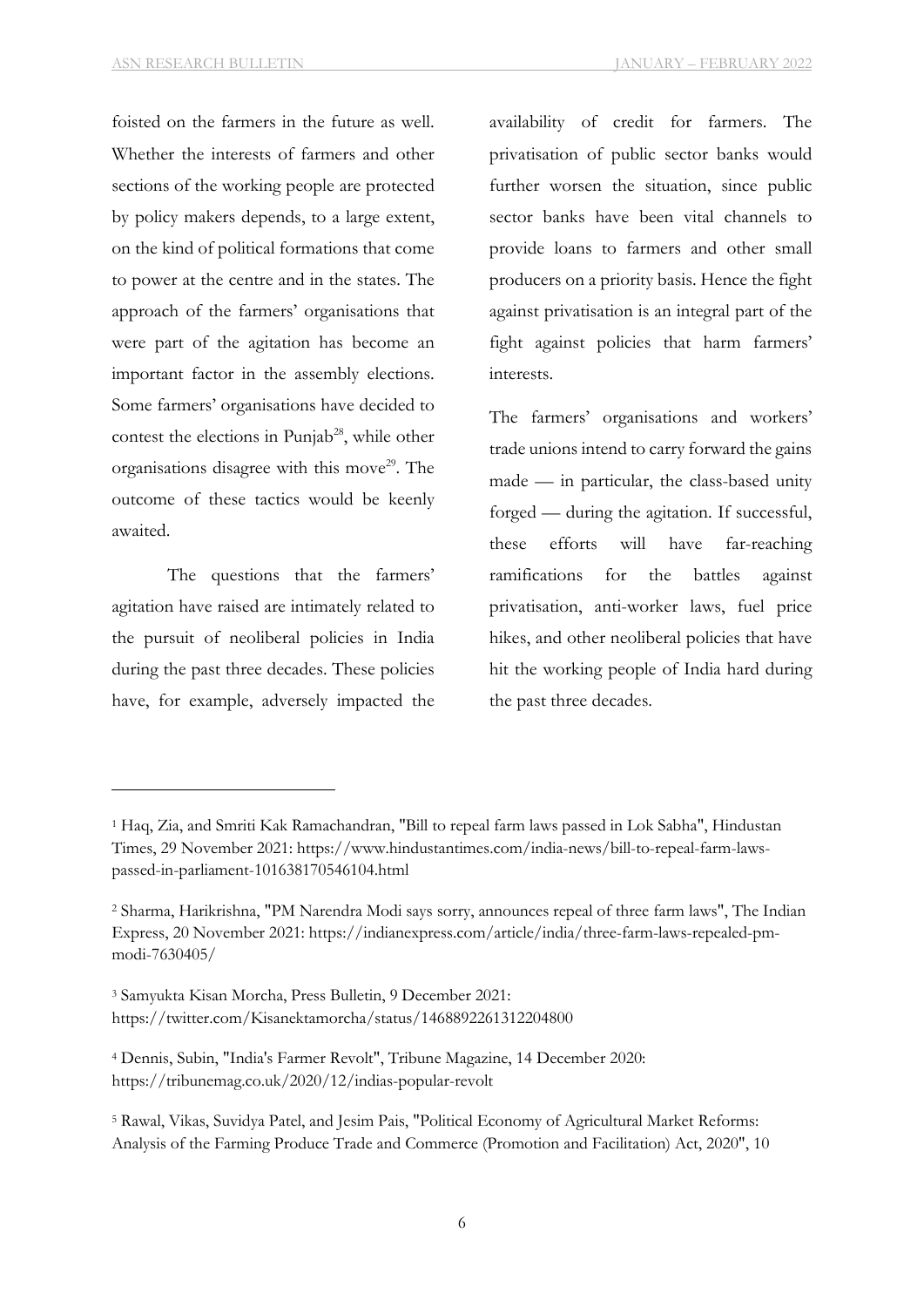foisted on the farmers in the future as well. Whether the interests of farmers and other sections of the working people are protected by policy makers depends, to a large extent, on the kind of political formations that come to power at the centre and in the states. The approach of the farmers' organisations that were part of the agitation has become an important factor in the assembly elections. Some farmers' organisations have decided to contest the elections in Punjab[28], while other organisations disagree with this move[29]. The outcome of these tactics would be keenly awaited.

The questions that the farmers' agitation have raised are intimately related to the pursuit of neoliberal policies in India during the past three decades. These policies have, for example, adversely impacted the availability of credit for farmers. The privatisation of public sector banks would further worsen the situation, since public sector banks have been vital channels to provide loans to farmers and other small producers on a priority basis. Hence the fight against privatisation is an integral part of the fight against policies that harm farmers' interests.

The farmers' organisations and workers' trade unions intend to carry forward the gains made — in particular, the class-based unity forged — during the agitation. If successful, these efforts will have far-reaching ramifications for the battles against privatisation, anti-worker laws, fuel price hikes, and other neoliberal policies that have hit the working people of India hard during the past three decades.

---

[1] Haq, Zia, and Smriti Kak Ramachandran, "Bill to repeal farm laws passed in Lok Sabha", Hindustan Times, 29 November 2021: https://www.hindustantimes.com/india-news/bill-to-repeal-farm-laws-passed-in-parliament-101638170546104.html

[2] Sharma, Harikrishna, "PM Narendra Modi says sorry, announces repeal of three farm laws", The Indian Express, 20 November 2021: https://indianexpress.com/article/india/three-farm-laws-repealed-pm-modi-7630405/

[3] Samyukta Kisan Morcha, Press Bulletin, 9 December 2021: https://twitter.com/Kisanektamorcha/status/1468892261312204800

[4] Dennis, Subin, "India's Farmer Revolt", Tribune Magazine, 14 December 2020: https://tribunemag.co.uk/2020/12/indias-popular-revolt

[5] Rawal, Vikas, Suvidya Patel, and Jesim Pais, "Political Economy of Agricultural Market Reforms: Analysis of the Farming Produce Trade and Commerce (Promotion and Facilitation) Act, 2020", 10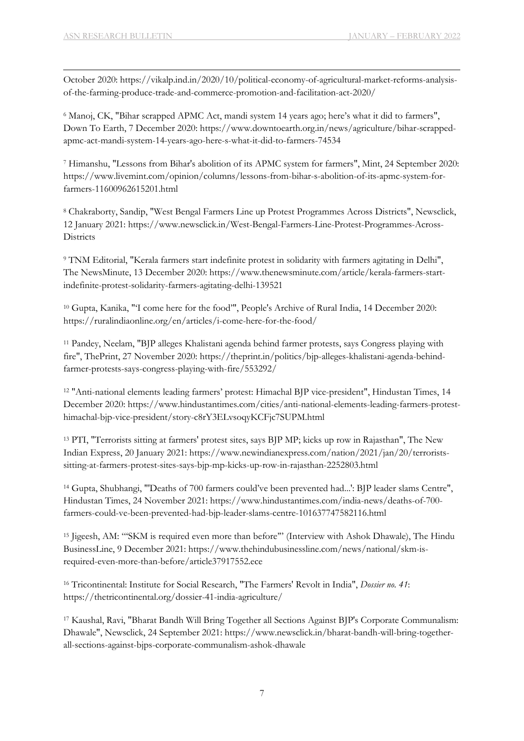October 2020: https://vikalp.ind.in/2020/10/political-economy-of-agricultural-market-reforms-analysis-of-the-farming-produce-trade-and-commerce-promotion-and-facilitation-act-2020/

[6] Manoj, CK, "Bihar scrapped APMC Act, mandi system 14 years ago; here's what it did to farmers", Down To Earth, 7 December 2020: https://www.downtoearth.org.in/news/agriculture/bihar-scrapped-apmc-act-mandi-system-14-years-ago-here-s-what-it-did-to-farmers-74534

[7] Himanshu, "Lessons from Bihar's abolition of its APMC system for farmers", Mint, 24 September 2020: https://www.livemint.com/opinion/columns/lessons-from-bihar-s-abolition-of-its-apmc-system-for-farmers-11600962615201.html

[8] Chakraborty, Sandip, "West Bengal Farmers Line up Protest Programmes Across Districts", Newsclick, 12 January 2021: https://www.newsclick.in/West-Bengal-Farmers-Line-Protest-Programmes-Across-Districts

[9] TNM Editorial, "Kerala farmers start indefinite protest in solidarity with farmers agitating in Delhi", The NewsMinute, 13 December 2020: https://www.thenewsminute.com/article/kerala-farmers-start-indefinite-protest-solidarity-farmers-agitating-delhi-139521

[10] Gupta, Kanika, "'I come here for the food'", People's Archive of Rural India, 14 December 2020: https://ruralindiaonline.org/en/articles/i-come-here-for-the-food/

[11] Pandey, Neelam, "BJP alleges Khalistani agenda behind farmer protests, says Congress playing with fire", ThePrint, 27 November 2020: https://theprint.in/politics/bjp-alleges-khalistani-agenda-behind-farmer-protests-says-congress-playing-with-fire/553292/

[12] "Anti-national elements leading farmers' protest: Himachal BJP vice-president", Hindustan Times, 14 December 2020: https://www.hindustantimes.com/cities/anti-national-elements-leading-farmers-protest-himachal-bjp-vice-president/story-c8rY3ELvsoqyKCFjc7SUPM.html

[13] PTI, "Terrorists sitting at farmers' protest sites, says BJP MP; kicks up row in Rajasthan", The New Indian Express, 20 January 2021: https://www.newindianexpress.com/nation/2021/jan/20/terrorists-sitting-at-farmers-protest-sites-says-bjp-mp-kicks-up-row-in-rajasthan-2252803.html

[14] Gupta, Shubhangi, "'Deaths of 700 farmers could've been prevented had...': BJP leader slams Centre", Hindustan Times, 24 November 2021: https://www.hindustantimes.com/india-news/deaths-of-700-farmers-could-ve-been-prevented-had-bjp-leader-slams-centre-101637747582116.html

[15] Jigeesh, AM: '"SKM is required even more than before"' (Interview with Ashok Dhawale), The Hindu BusinessLine, 9 December 2021: https://www.thehindubusinessline.com/news/national/skm-is-required-even-more-than-before/article37917552.ece

[16] Tricontinental: Institute for Social Research, "The Farmers' Revolt in India", *Dossier no. 41*: https://thetricontinental.org/dossier-41-india-agriculture/

[17] Kaushal, Ravi, "Bharat Bandh Will Bring Together all Sections Against BJP's Corporate Communalism: Dhawale", Newsclick, 24 September 2021: https://www.newsclick.in/bharat-bandh-will-bring-together-all-sections-against-bjps-corporate-communalism-ashok-dhawale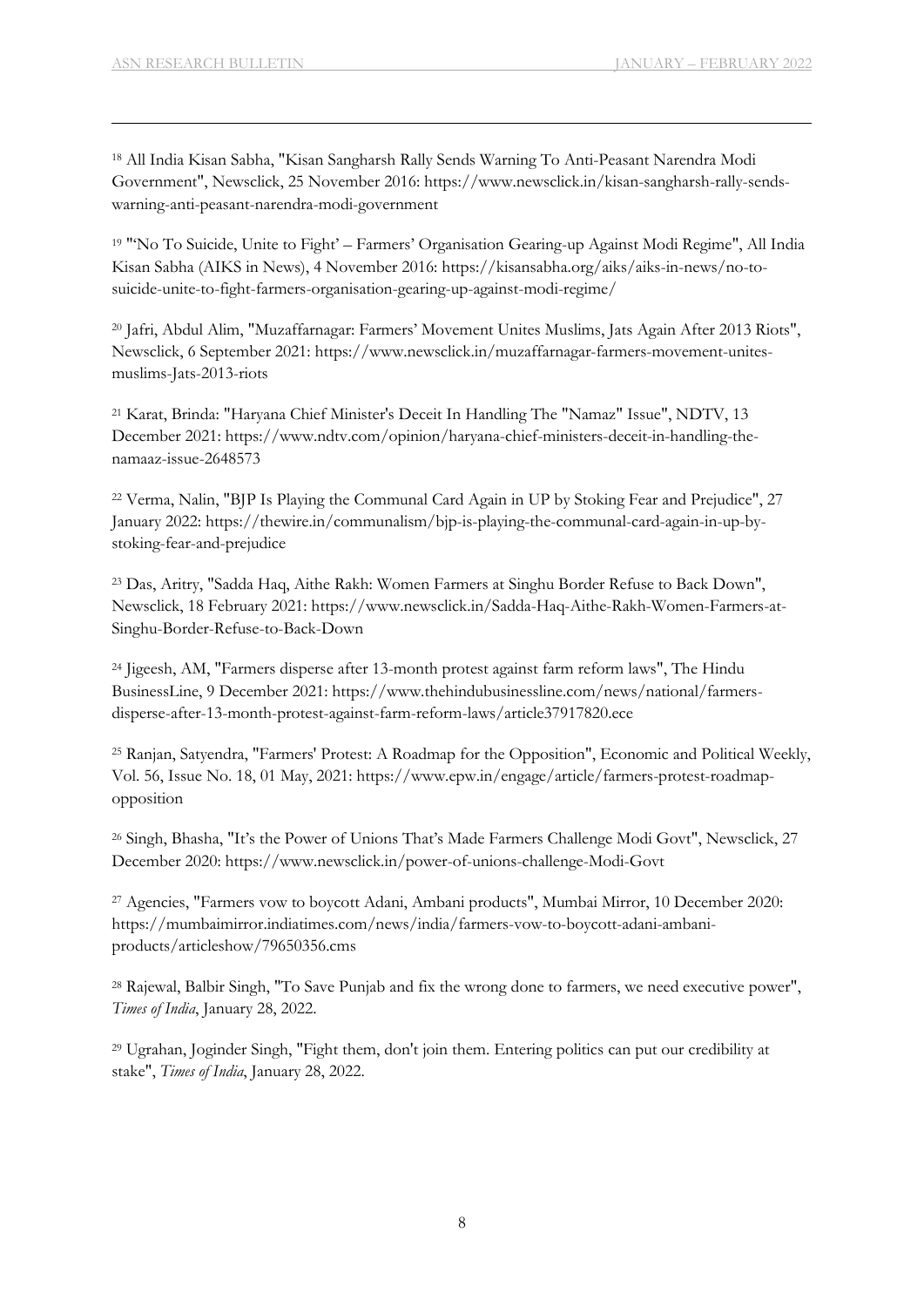[18] All India Kisan Sabha, "Kisan Sangharsh Rally Sends Warning To Anti-Peasant Narendra Modi Government", Newsclick, 25 November 2016: https://www.newsclick.in/kisan-sangharsh-rally-sends-warning-anti-peasant-narendra-modi-government

[19] "'No To Suicide, Unite to Fight' – Farmers' Organisation Gearing-up Against Modi Regime", All India Kisan Sabha (AIKS in News), 4 November 2016: https://kisansabha.org/aiks/aiks-in-news/no-to-suicide-unite-to-fight-farmers-organisation-gearing-up-against-modi-regime/

[20] Jafri, Abdul Alim, "Muzaffarnagar: Farmers' Movement Unites Muslims, Jats Again After 2013 Riots", Newsclick, 6 September 2021: https://www.newsclick.in/muzaffarnagar-farmers-movement-unites-muslims-Jats-2013-riots

[21] Karat, Brinda: "Haryana Chief Minister's Deceit In Handling The "Namaz" Issue", NDTV, 13 December 2021: https://www.ndtv.com/opinion/haryana-chief-ministers-deceit-in-handling-the-namaaz-issue-2648573

[22] Verma, Nalin, "BJP Is Playing the Communal Card Again in UP by Stoking Fear and Prejudice", 27 January 2022: https://thewire.in/communalism/bjp-is-playing-the-communal-card-again-in-up-by-stoking-fear-and-prejudice

[23] Das, Aritry, "Sadda Haq, Aithe Rakh: Women Farmers at Singhu Border Refuse to Back Down", Newsclick, 18 February 2021: https://www.newsclick.in/Sadda-Haq-Aithe-Rakh-Women-Farmers-at-Singhu-Border-Refuse-to-Back-Down

[24] Jigeesh, AM, "Farmers disperse after 13-month protest against farm reform laws", The Hindu BusinessLine, 9 December 2021: https://www.thehindubusinessline.com/news/national/farmers-disperse-after-13-month-protest-against-farm-reform-laws/article37917820.ece

[25] Ranjan, Satyendra, "Farmers' Protest: A Roadmap for the Opposition", Economic and Political Weekly, Vol. 56, Issue No. 18, 01 May, 2021: https://www.epw.in/engage/article/farmers-protest-roadmap-opposition

[26] Singh, Bhasha, "It's the Power of Unions That's Made Farmers Challenge Modi Govt", Newsclick, 27 December 2020: https://www.newsclick.in/power-of-unions-challenge-Modi-Govt

[27] Agencies, "Farmers vow to boycott Adani, Ambani products", Mumbai Mirror, 10 December 2020: https://mumbaimirror.indiatimes.com/news/india/farmers-vow-to-boycott-adani-ambani-products/articleshow/79650356.cms

[28] Rajewal, Balbir Singh, "To Save Punjab and fix the wrong done to farmers, we need executive power", *Times of India*, January 28, 2022.

[29] Ugrahan, Joginder Singh, "Fight them, don't join them. Entering politics can put our credibility at stake", *Times of India*, January 28, 2022.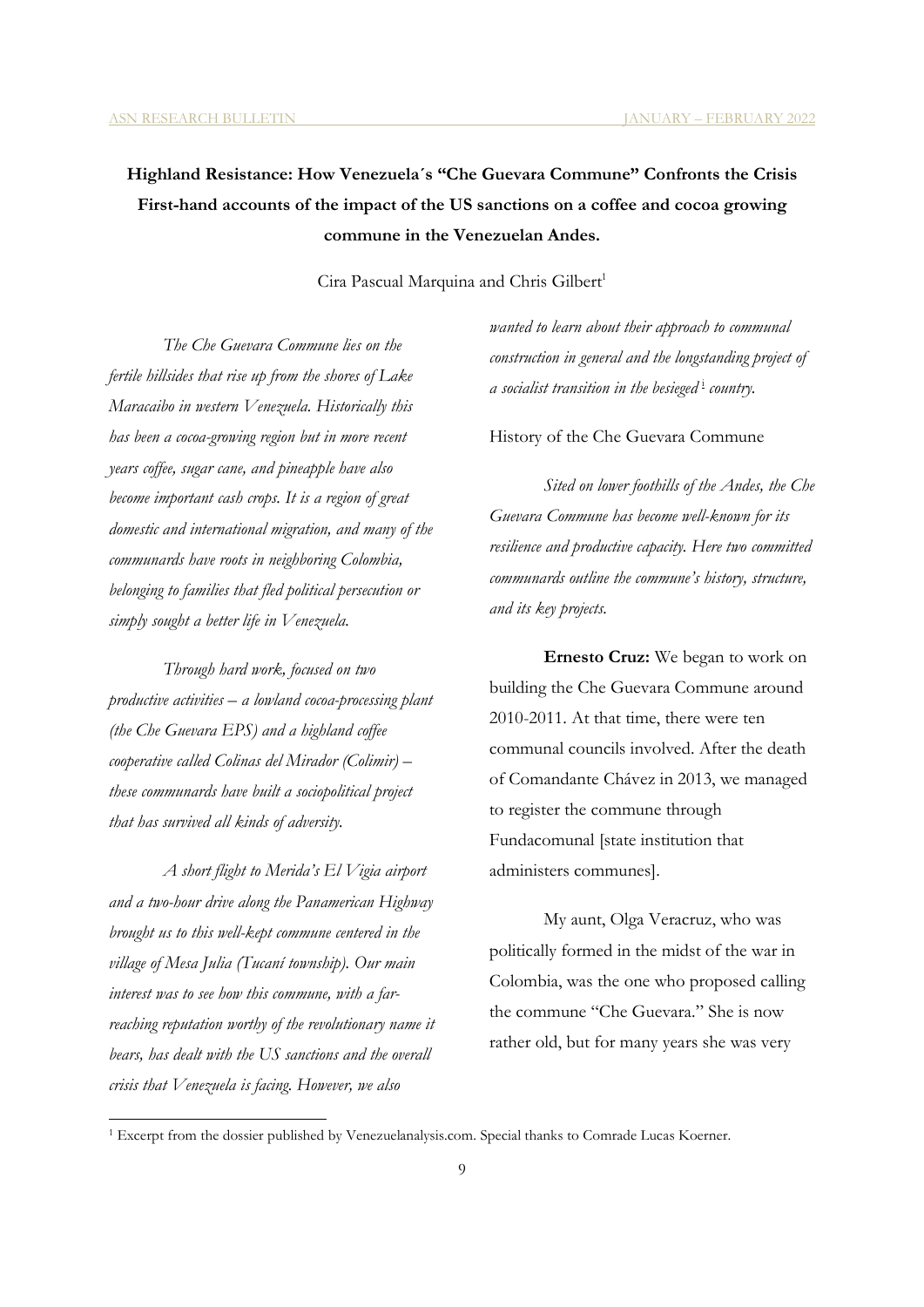**Highland Resistance: How Venezuela´s "Che Guevara Commune" Confronts the Crisis**

**First-hand accounts of the impact of the US sanctions on a coffee and cocoa growing commune in the Venezuelan Andes.**

Cira Pascual Marquina and Chris Gilbert[1]

*The Che Guevara Commune lies on the fertile hillsides that rise up from the shores of Lake Maracaibo in western Venezuela. Historically this has been a cocoa-growing region but in more recent years coffee, sugar cane, and pineapple have also become important cash crops. It is a region of great domestic and international migration, and many of the communards have roots in neighboring Colombia, belonging to families that fled political persecution or simply sought a better life in Venezuela.*

*Through hard work, focused on two productive activities – a lowland cocoa-processing plant (the Che Guevara EPS) and a highland coffee cooperative called Colinas del Mirador (Colimir) – these communards have built a sociopolitical project that has survived all kinds of adversity.*

*A short flight to Merida's El Vigia airport and a two-hour drive along the Panamerican Highway brought us to this well-kept commune centered in the village of Mesa Julia (Tucaní township). Our main interest was to see how this commune, with a far-reaching reputation worthy of the revolutionary name it bears, has dealt with the US sanctions and the overall crisis that Venezuela is facing. However, we also wanted to learn about their approach to communal construction in general and the longstanding project of a socialist transition in the besieged[1] country.*

History of the Che Guevara Commune

*Sited on lower foothills of the Andes, the Che Guevara Commune has become well-known for its resilience and productive capacity. Here two committed communards outline the commune's history, structure, and its key projects.*

**Ernesto Cruz:** We began to work on building the Che Guevara Commune around 2010-2011. At that time, there were ten communal councils involved. After the death of Comandante Chávez in 2013, we managed to register the commune through Fundacomunal [state institution that administers communes].

My aunt, Olga Veracruz, who was politically formed in the midst of the war in Colombia, was the one who proposed calling the commune "Che Guevara." She is now rather old, but for many years she was very

[1] Excerpt from the dossier published by Venezuelanalysis.com. Special thanks to Comrade Lucas Koerner.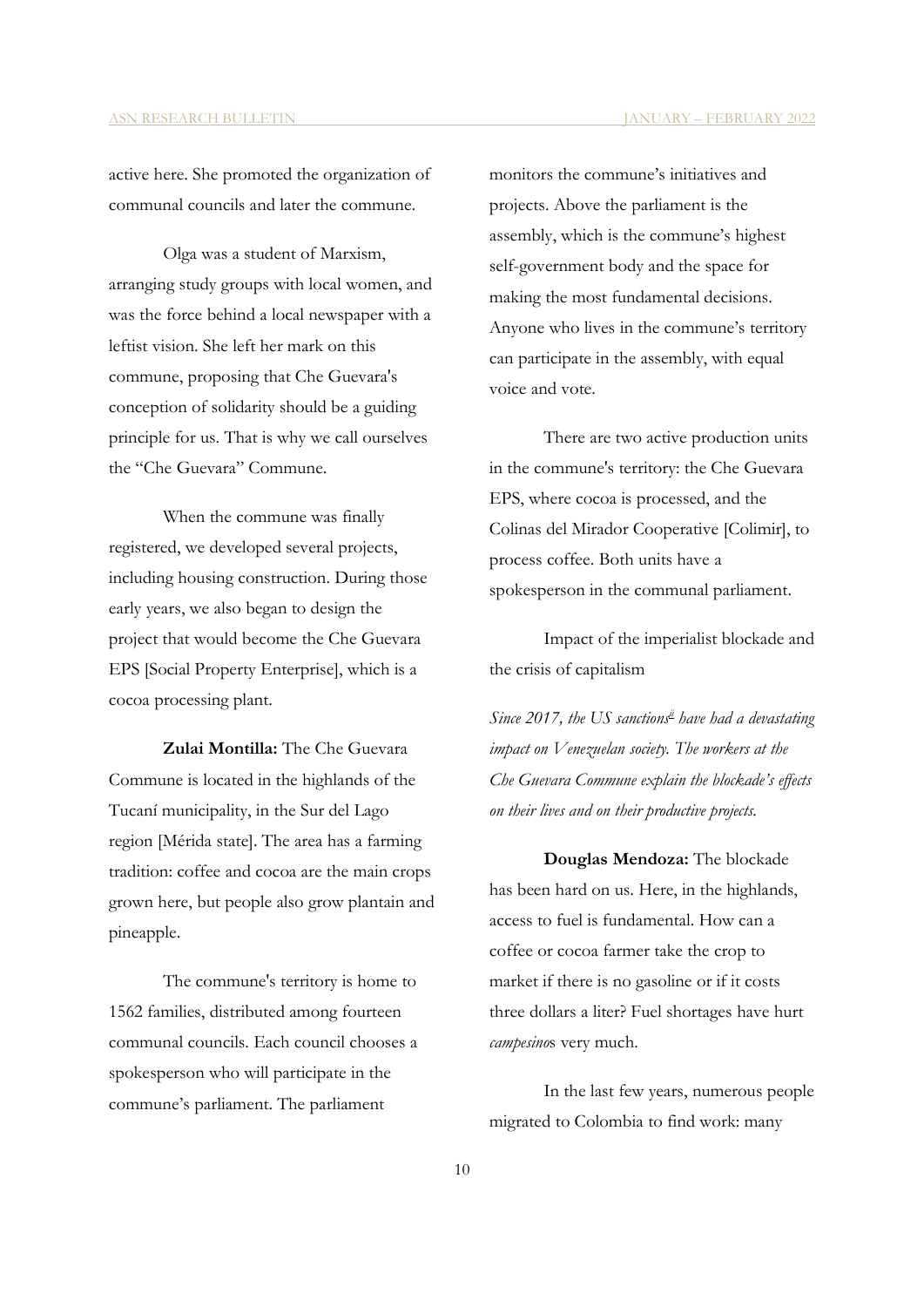active here. She promoted the organization of communal councils and later the commune.

Olga was a student of Marxism, arranging study groups with local women, and was the force behind a local newspaper with a leftist vision. She left her mark on this commune, proposing that Che Guevara's conception of solidarity should be a guiding principle for us. That is why we call ourselves the "Che Guevara" Commune.

When the commune was finally registered, we developed several projects, including housing construction. During those early years, we also began to design the project that would become the Che Guevara EPS [Social Property Enterprise], which is a cocoa processing plant.

**Zulai Montilla:** The Che Guevara Commune is located in the highlands of the Tucaní municipality, in the Sur del Lago region [Mérida state]. The area has a farming tradition: coffee and cocoa are the main crops grown here, but people also grow plantain and pineapple.

The commune's territory is home to 1562 families, distributed among fourteen communal councils. Each council chooses a spokesperson who will participate in the commune's parliament. The parliament monitors the commune's initiatives and projects. Above the parliament is the assembly, which is the commune's highest self-government body and the space for making the most fundamental decisions. Anyone who lives in the commune's territory can participate in the assembly, with equal voice and vote.

There are two active production units in the commune's territory: the Che Guevara EPS, where cocoa is processed, and the Colinas del Mirador Cooperative [Colimir], to process coffee. Both units have a spokesperson in the communal parliament.

## Impact of the imperialist blockade and the crisis of capitalism

*Since 2017, the US sanctions[ii] have had a devastating impact on Venezuelan society. The workers at the Che Guevara Commune explain the blockade's effects on their lives and on their productive projects.*

**Douglas Mendoza:** The blockade has been hard on us. Here, in the highlands, access to fuel is fundamental. How can a coffee or cocoa farmer take the crop to market if there is no gasoline or if it costs three dollars a liter? Fuel shortages have hurt *campesino*s very much.

In the last few years, numerous people migrated to Colombia to find work: many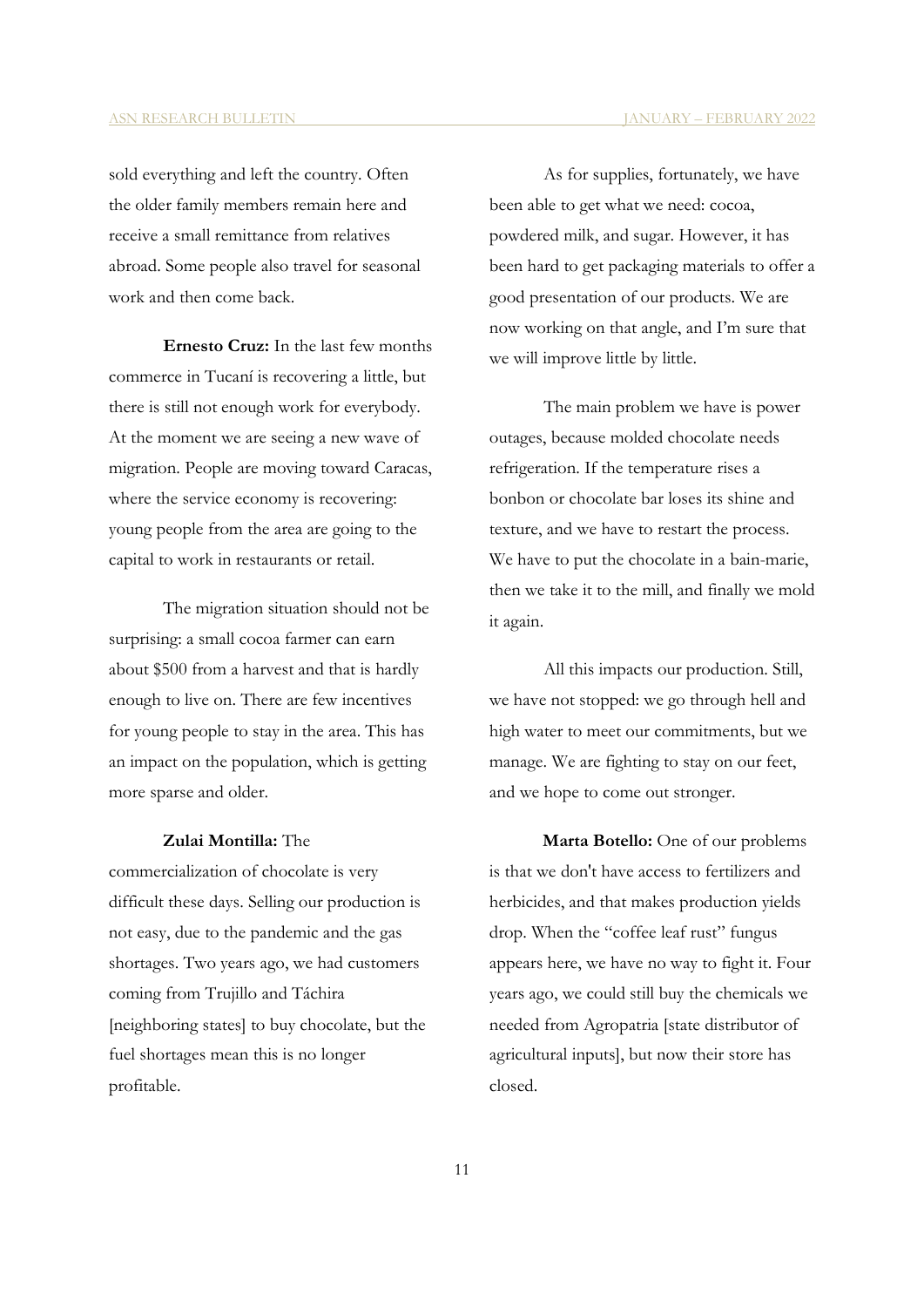sold everything and left the country. Often the older family members remain here and receive a small remittance from relatives abroad. Some people also travel for seasonal work and then come back.

**Ernesto Cruz:** In the last few months commerce in Tucaní is recovering a little, but there is still not enough work for everybody. At the moment we are seeing a new wave of migration. People are moving toward Caracas, where the service economy is recovering: young people from the area are going to the capital to work in restaurants or retail.

The migration situation should not be surprising: a small cocoa farmer can earn about $500 from a harvest and that is hardly enough to live on. There are few incentives for young people to stay in the area. This has an impact on the population, which is getting more sparse and older.

**Zulai Montilla:** The commercialization of chocolate is very difficult these days. Selling our production is not easy, due to the pandemic and the gas shortages. Two years ago, we had customers coming from Trujillo and Táchira [neighboring states] to buy chocolate, but the fuel shortages mean this is no longer profitable.

As for supplies, fortunately, we have been able to get what we need: cocoa, powdered milk, and sugar. However, it has been hard to get packaging materials to offer a good presentation of our products. We are now working on that angle, and I'm sure that we will improve little by little.

The main problem we have is power outages, because molded chocolate needs refrigeration. If the temperature rises a bonbon or chocolate bar loses its shine and texture, and we have to restart the process. We have to put the chocolate in a bain-marie, then we take it to the mill, and finally we mold it again.

All this impacts our production. Still, we have not stopped: we go through hell and high water to meet our commitments, but we manage. We are fighting to stay on our feet, and we hope to come out stronger.

**Marta Botello:** One of our problems is that we don't have access to fertilizers and herbicides, and that makes production yields drop. When the "coffee leaf rust" fungus appears here, we have no way to fight it. Four years ago, we could still buy the chemicals we needed from Agropatria [state distributor of agricultural inputs], but now their store has closed.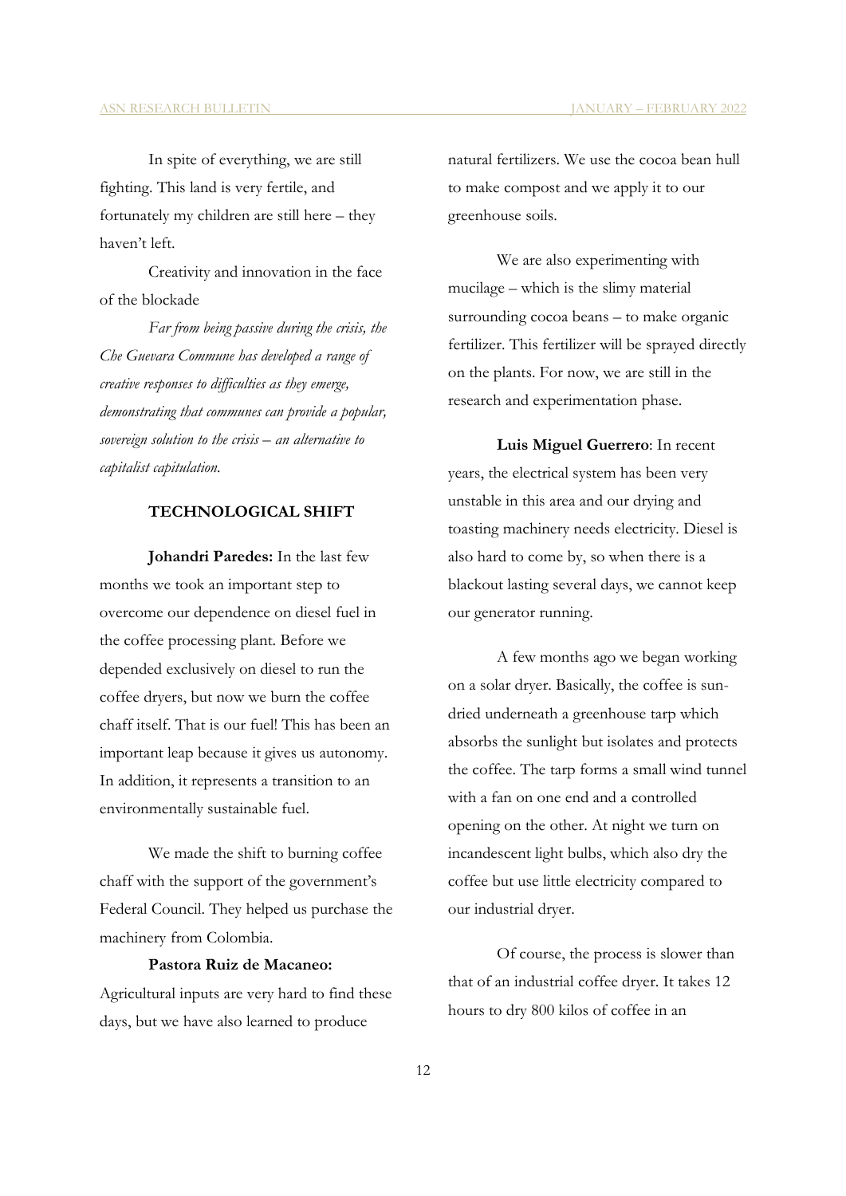In spite of everything, we are still fighting. This land is very fertile, and fortunately my children are still here – they haven't left.

Creativity and innovation in the face of the blockade

*Far from being passive during the crisis, the Che Guevara Commune has developed a range of creative responses to difficulties as they emerge, demonstrating that communes can provide a popular, sovereign solution to the crisis – an alternative to capitalist capitulation.*

### TECHNOLOGICAL SHIFT

**Johandri Paredes:** In the last few months we took an important step to overcome our dependence on diesel fuel in the coffee processing plant. Before we depended exclusively on diesel to run the coffee dryers, but now we burn the coffee chaff itself. That is our fuel! This has been an important leap because it gives us autonomy. In addition, it represents a transition to an environmentally sustainable fuel.

We made the shift to burning coffee chaff with the support of the government's Federal Council. They helped us purchase the machinery from Colombia.

**Pastora Ruiz de Macaneo:** Agricultural inputs are very hard to find these days, but we have also learned to produce natural fertilizers. We use the cocoa bean hull to make compost and we apply it to our greenhouse soils.

We are also experimenting with mucilage – which is the slimy material surrounding cocoa beans – to make organic fertilizer. This fertilizer will be sprayed directly on the plants. For now, we are still in the research and experimentation phase.

**Luis Miguel Guerrero**: In recent years, the electrical system has been very unstable in this area and our drying and toasting machinery needs electricity. Diesel is also hard to come by, so when there is a blackout lasting several days, we cannot keep our generator running.

A few months ago we began working on a solar dryer. Basically, the coffee is sun-dried underneath a greenhouse tarp which absorbs the sunlight but isolates and protects the coffee. The tarp forms a small wind tunnel with a fan on one end and a controlled opening on the other. At night we turn on incandescent light bulbs, which also dry the coffee but use little electricity compared to our industrial dryer.

Of course, the process is slower than that of an industrial coffee dryer. It takes 12 hours to dry 800 kilos of coffee in an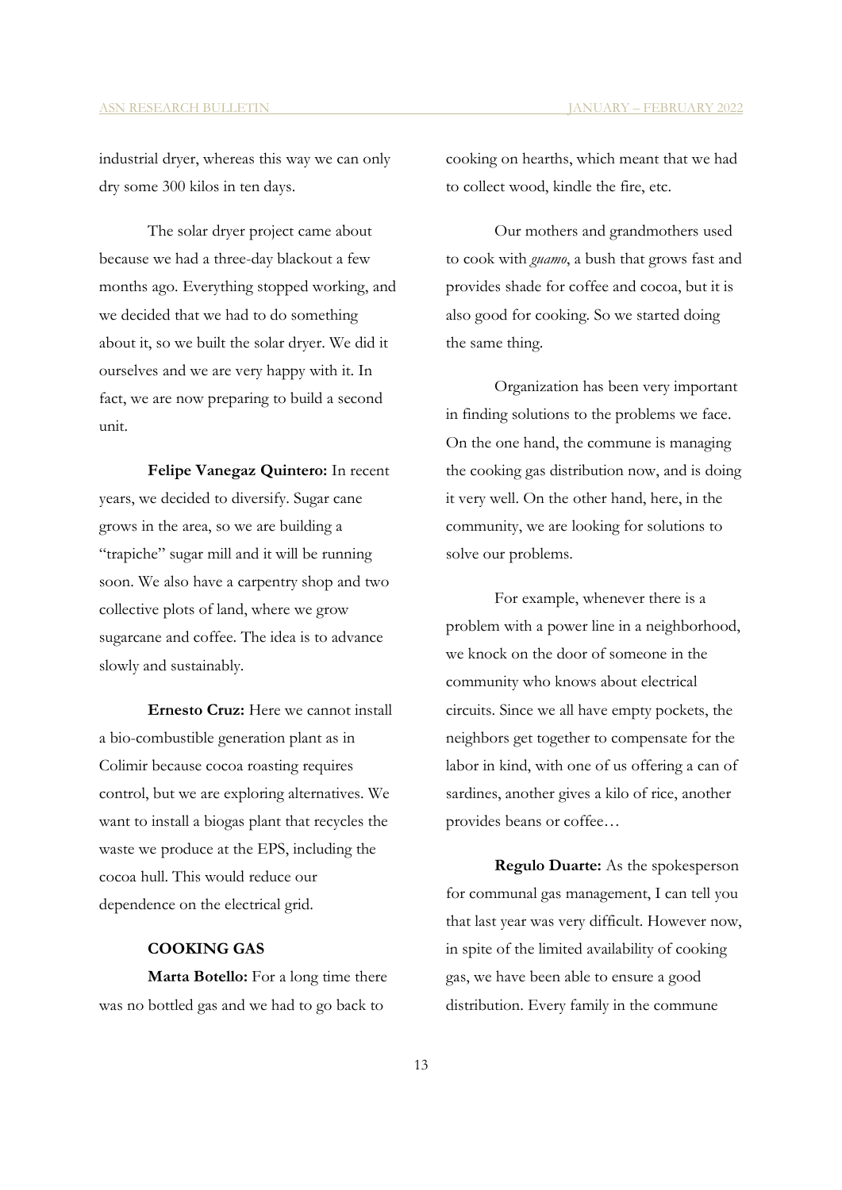industrial dryer, whereas this way we can only dry some 300 kilos in ten days.

The solar dryer project came about because we had a three-day blackout a few months ago. Everything stopped working, and we decided that we had to do something about it, so we built the solar dryer. We did it ourselves and we are very happy with it. In fact, we are now preparing to build a second unit.

**Felipe Vanegaz Quintero:** In recent years, we decided to diversify. Sugar cane grows in the area, so we are building a "trapiche" sugar mill and it will be running soon. We also have a carpentry shop and two collective plots of land, where we grow sugarcane and coffee. The idea is to advance slowly and sustainably.

**Ernesto Cruz:** Here we cannot install a bio-combustible generation plant as in Colimir because cocoa roasting requires control, but we are exploring alternatives. We want to install a biogas plant that recycles the waste we produce at the EPS, including the cocoa hull. This would reduce our dependence on the electrical grid.

**COOKING GAS**

**Marta Botello:** For a long time there was no bottled gas and we had to go back to cooking on hearths, which meant that we had to collect wood, kindle the fire, etc.

Our mothers and grandmothers used to cook with *guamo*, a bush that grows fast and provides shade for coffee and cocoa, but it is also good for cooking. So we started doing the same thing.

Organization has been very important in finding solutions to the problems we face. On the one hand, the commune is managing the cooking gas distribution now, and is doing it very well. On the other hand, here, in the community, we are looking for solutions to solve our problems.

For example, whenever there is a problem with a power line in a neighborhood, we knock on the door of someone in the community who knows about electrical circuits. Since we all have empty pockets, the neighbors get together to compensate for the labor in kind, with one of us offering a can of sardines, another gives a kilo of rice, another provides beans or coffee…

**Regulo Duarte:** As the spokesperson for communal gas management, I can tell you that last year was very difficult. However now, in spite of the limited availability of cooking gas, we have been able to ensure a good distribution. Every family in the commune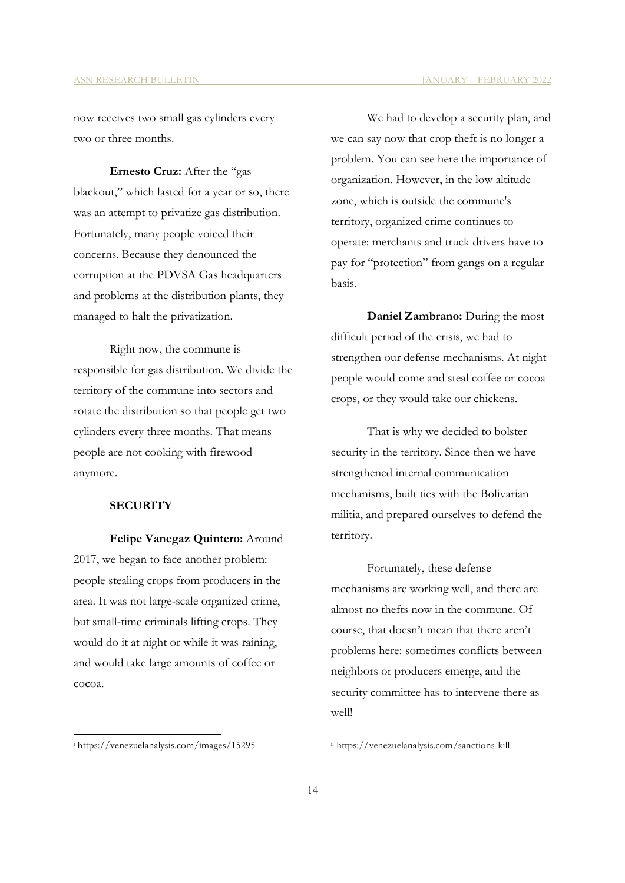now receives two small gas cylinders every two or three months.

**Ernesto Cruz:** After the "gas blackout," which lasted for a year or so, there was an attempt to privatize gas distribution. Fortunately, many people voiced their concerns. Because they denounced the corruption at the PDVSA Gas headquarters and problems at the distribution plants, they managed to halt the privatization.

Right now, the commune is responsible for gas distribution. We divide the territory of the commune into sectors and rotate the distribution so that people get two cylinders every three months. That means people are not cooking with firewood anymore.

**SECURITY**

**Felipe Vanegaz Quintero:** Around 2017, we began to face another problem: people stealing crops from producers in the area. It was not large-scale organized crime, but small-time criminals lifting crops. They would do it at night or while it was raining, and would take large amounts of coffee or cocoa.

We had to develop a security plan, and we can say now that crop theft is no longer a problem. You can see here the importance of organization. However, in the low altitude zone, which is outside the commune's territory, organized crime continues to operate: merchants and truck drivers have to pay for "protection" from gangs on a regular basis.

**Daniel Zambrano:** During the most difficult period of the crisis, we had to strengthen our defense mechanisms. At night people would come and steal coffee or cocoa crops, or they would take our chickens.

That is why we decided to bolster security in the territory. Since then we have strengthened internal communication mechanisms, built ties with the Bolivarian militia, and prepared ourselves to defend the territory.

Fortunately, these defense mechanisms are working well, and there are almost no thefts now in the commune. Of course, that doesn't mean that there aren't problems here: sometimes conflicts between neighbors or producers emerge, and the security committee has to intervene there as well!

---

[i] https://venezuelanalysis.com/images/15295

[ii] https://venezuelanalysis.com/sanctions-kill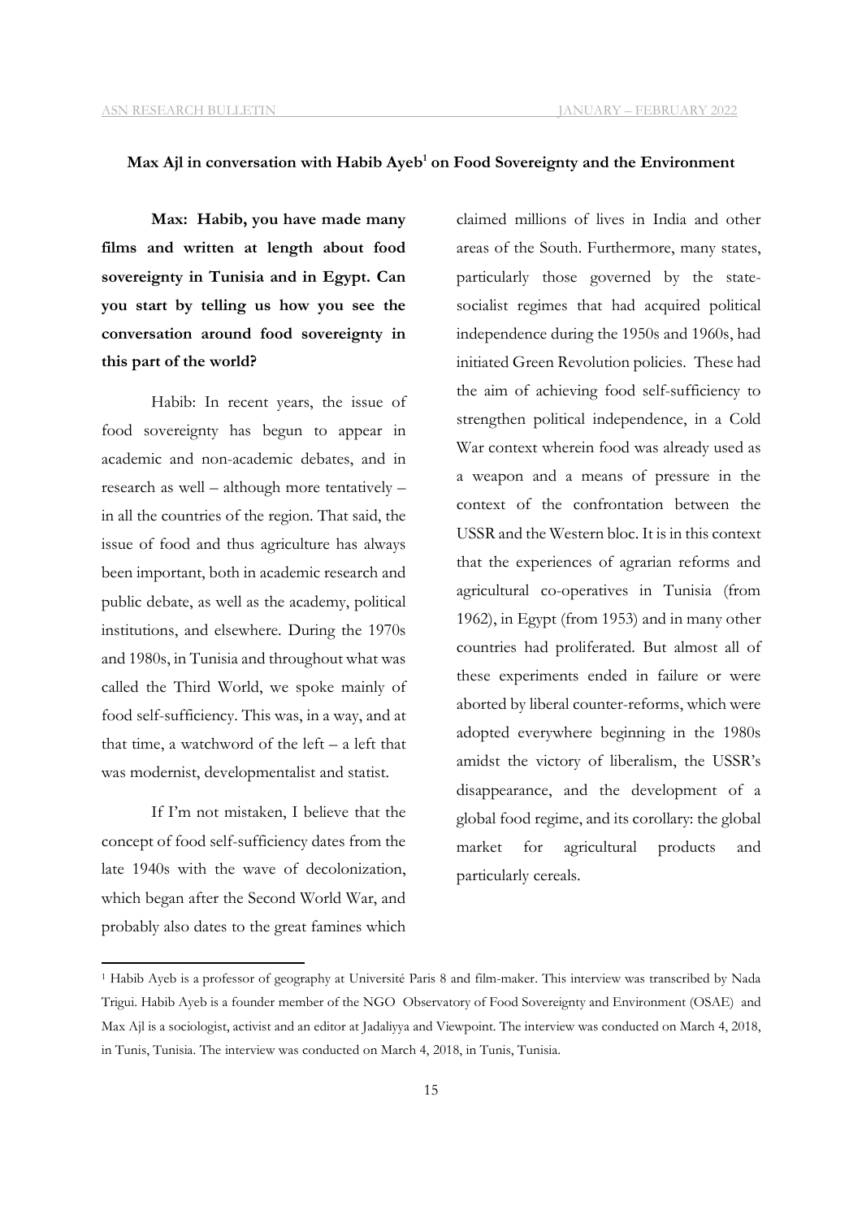### Max Ajl in conversation with Habib Ayeb[1] on Food Sovereignty and the Environment

**Max: Habib, you have made many films and written at length about food sovereignty in Tunisia and in Egypt. Can you start by telling us how you see the conversation around food sovereignty in this part of the world?**

Habib: In recent years, the issue of food sovereignty has begun to appear in academic and non-academic debates, and in research as well – although more tentatively – in all the countries of the region. That said, the issue of food and thus agriculture has always been important, both in academic research and public debate, as well as the academy, political institutions, and elsewhere. During the 1970s and 1980s, in Tunisia and throughout what was called the Third World, we spoke mainly of food self-sufficiency. This was, in a way, and at that time, a watchword of the left – a left that was modernist, developmentalist and statist.

If I'm not mistaken, I believe that the concept of food self-sufficiency dates from the late 1940s with the wave of decolonization, which began after the Second World War, and probably also dates to the great famines which claimed millions of lives in India and other areas of the South. Furthermore, many states, particularly those governed by the state-socialist regimes that had acquired political independence during the 1950s and 1960s, had initiated Green Revolution policies. These had the aim of achieving food self-sufficiency to strengthen political independence, in a Cold War context wherein food was already used as a weapon and a means of pressure in the context of the confrontation between the USSR and the Western bloc. It is in this context that the experiences of agrarian reforms and agricultural co-operatives in Tunisia (from 1962), in Egypt (from 1953) and in many other countries had proliferated. But almost all of these experiments ended in failure or were aborted by liberal counter-reforms, which were adopted everywhere beginning in the 1980s amidst the victory of liberalism, the USSR's disappearance, and the development of a global food regime, and its corollary: the global market for agricultural products and particularly cereals.

---

[1] Habib Ayeb is a professor of geography at Université Paris 8 and film-maker. This interview was transcribed by Nada Trigui. Habib Ayeb is a founder member of the NGO Observatory of Food Sovereignty and Environment (OSAE) and Max Ajl is a sociologist, activist and an editor at Jadaliyya and Viewpoint. The interview was conducted on March 4, 2018, in Tunis, Tunisia. The interview was conducted on March 4, 2018, in Tunis, Tunisia.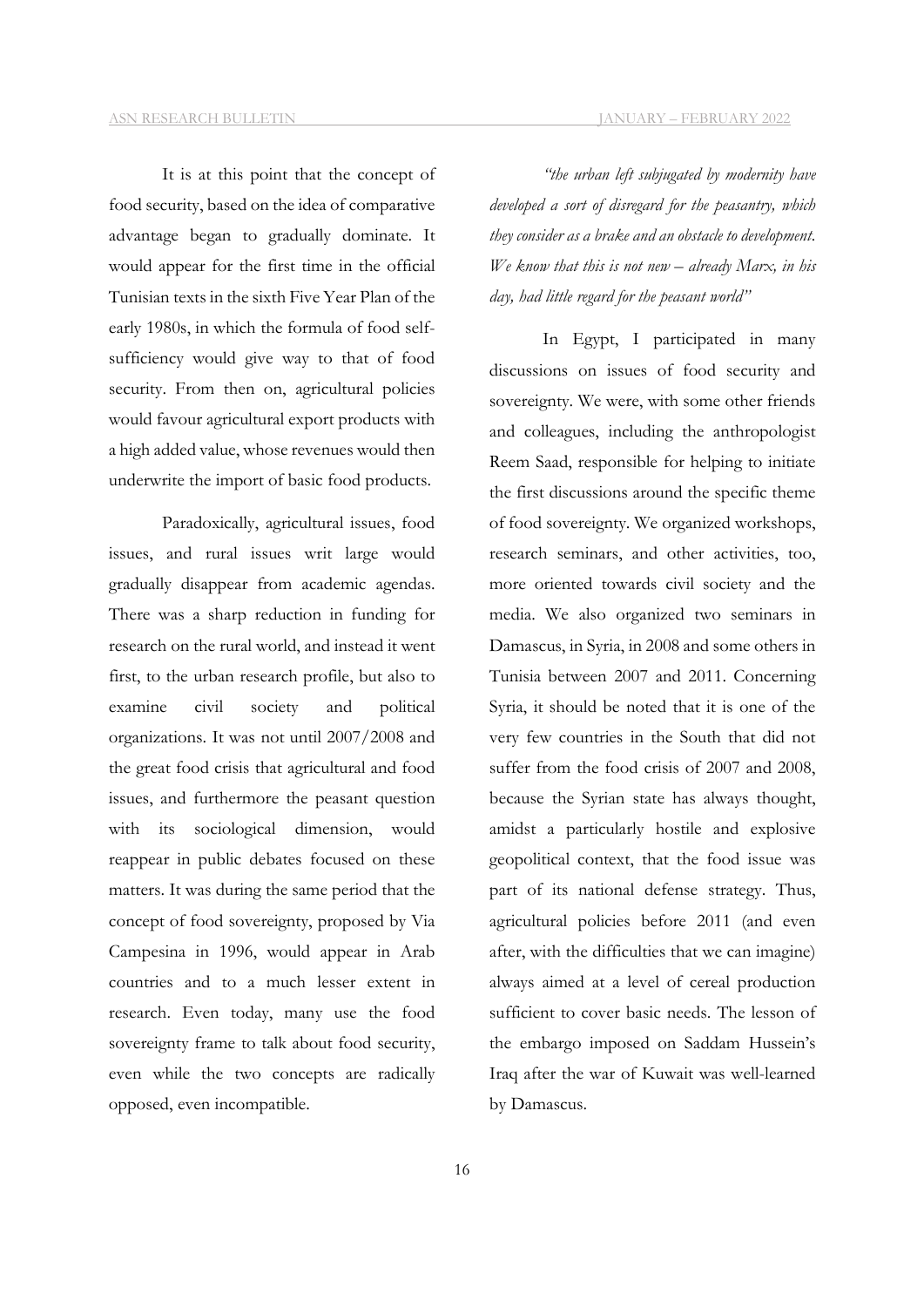It is at this point that the concept of food security, based on the idea of comparative advantage began to gradually dominate. It would appear for the first time in the official Tunisian texts in the sixth Five Year Plan of the early 1980s, in which the formula of food self-sufficiency would give way to that of food security. From then on, agricultural policies would favour agricultural export products with a high added value, whose revenues would then underwrite the import of basic food products.

Paradoxically, agricultural issues, food issues, and rural issues writ large would gradually disappear from academic agendas. There was a sharp reduction in funding for research on the rural world, and instead it went first, to the urban research profile, but also to examine civil society and political organizations. It was not until 2007/2008 and the great food crisis that agricultural and food issues, and furthermore the peasant question with its sociological dimension, would reappear in public debates focused on these matters. It was during the same period that the concept of food sovereignty, proposed by Via Campesina in 1996, would appear in Arab countries and to a much lesser extent in research. Even today, many use the food sovereignty frame to talk about food security, even while the two concepts are radically opposed, even incompatible.

*"the urban left subjugated by modernity have developed a sort of disregard for the peasantry, which they consider as a brake and an obstacle to development. We know that this is not new – already Marx, in his day, had little regard for the peasant world"*

In Egypt, I participated in many discussions on issues of food security and sovereignty. We were, with some other friends and colleagues, including the anthropologist Reem Saad, responsible for helping to initiate the first discussions around the specific theme of food sovereignty. We organized workshops, research seminars, and other activities, too, more oriented towards civil society and the media. We also organized two seminars in Damascus, in Syria, in 2008 and some others in Tunisia between 2007 and 2011. Concerning Syria, it should be noted that it is one of the very few countries in the South that did not suffer from the food crisis of 2007 and 2008, because the Syrian state has always thought, amidst a particularly hostile and explosive geopolitical context, that the food issue was part of its national defense strategy. Thus, agricultural policies before 2011 (and even after, with the difficulties that we can imagine) always aimed at a level of cereal production sufficient to cover basic needs. The lesson of the embargo imposed on Saddam Hussein's Iraq after the war of Kuwait was well-learned by Damascus.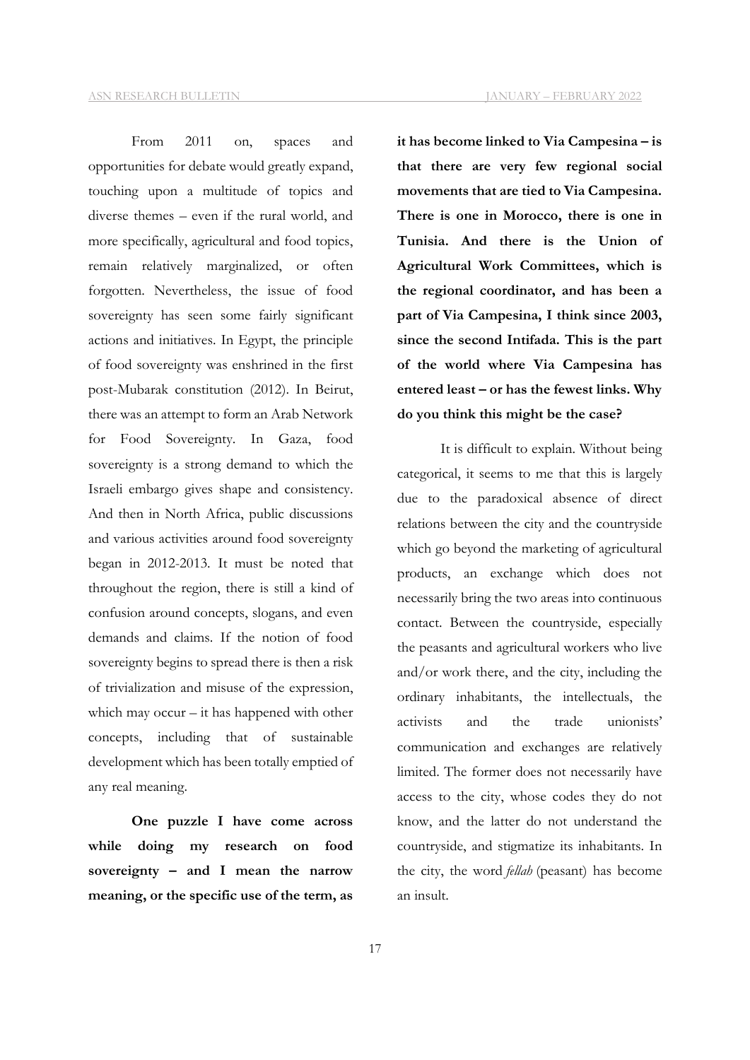From 2011 on, spaces and opportunities for debate would greatly expand, touching upon a multitude of topics and diverse themes – even if the rural world, and more specifically, agricultural and food topics, remain relatively marginalized, or often forgotten. Nevertheless, the issue of food sovereignty has seen some fairly significant actions and initiatives. In Egypt, the principle of food sovereignty was enshrined in the first post-Mubarak constitution (2012). In Beirut, there was an attempt to form an Arab Network for Food Sovereignty. In Gaza, food sovereignty is a strong demand to which the Israeli embargo gives shape and consistency. And then in North Africa, public discussions and various activities around food sovereignty began in 2012-2013. It must be noted that throughout the region, there is still a kind of confusion around concepts, slogans, and even demands and claims. If the notion of food sovereignty begins to spread there is then a risk of trivialization and misuse of the expression, which may occur – it has happened with other concepts, including that of sustainable development which has been totally emptied of any real meaning.

**One puzzle I have come across while doing my research on food sovereignty – and I mean the narrow meaning, or the specific use of the term, as it has become linked to Via Campesina – is that there are very few regional social movements that are tied to Via Campesina. There is one in Morocco, there is one in Tunisia. And there is the Union of Agricultural Work Committees, which is the regional coordinator, and has been a part of Via Campesina, I think since 2003, since the second Intifada. This is the part of the world where Via Campesina has entered least – or has the fewest links. Why do you think this might be the case?**

It is difficult to explain. Without being categorical, it seems to me that this is largely due to the paradoxical absence of direct relations between the city and the countryside which go beyond the marketing of agricultural products, an exchange which does not necessarily bring the two areas into continuous contact. Between the countryside, especially the peasants and agricultural workers who live and/or work there, and the city, including the ordinary inhabitants, the intellectuals, the activists and the trade unionists' communication and exchanges are relatively limited. The former does not necessarily have access to the city, whose codes they do not know, and the latter do not understand the countryside, and stigmatize its inhabitants. In the city, the word *fellah* (peasant) has become an insult.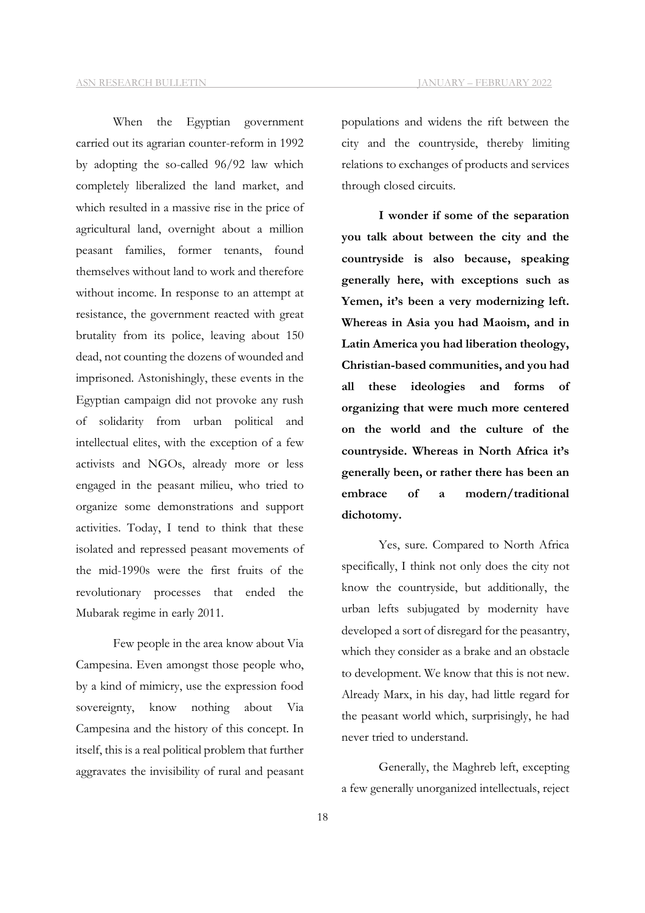When the Egyptian government carried out its agrarian counter-reform in 1992 by adopting the so-called 96/92 law which completely liberalized the land market, and which resulted in a massive rise in the price of agricultural land, overnight about a million peasant families, former tenants, found themselves without land to work and therefore without income. In response to an attempt at resistance, the government reacted with great brutality from its police, leaving about 150 dead, not counting the dozens of wounded and imprisoned. Astonishingly, these events in the Egyptian campaign did not provoke any rush of solidarity from urban political and intellectual elites, with the exception of a few activists and NGOs, already more or less engaged in the peasant milieu, who tried to organize some demonstrations and support activities. Today, I tend to think that these isolated and repressed peasant movements of the mid-1990s were the first fruits of the revolutionary processes that ended the Mubarak regime in early 2011.

Few people in the area know about Via Campesina. Even amongst those people who, by a kind of mimicry, use the expression food sovereignty, know nothing about Via Campesina and the history of this concept. In itself, this is a real political problem that further aggravates the invisibility of rural and peasant populations and widens the rift between the city and the countryside, thereby limiting relations to exchanges of products and services through closed circuits.

**I wonder if some of the separation you talk about between the city and the countryside is also because, speaking generally here, with exceptions such as Yemen, it's been a very modernizing left. Whereas in Asia you had Maoism, and in Latin America you had liberation theology, Christian-based communities, and you had all these ideologies and forms of organizing that were much more centered on the world and the culture of the countryside. Whereas in North Africa it's generally been, or rather there has been an embrace of a modern/traditional dichotomy.**

Yes, sure. Compared to North Africa specifically, I think not only does the city not know the countryside, but additionally, the urban lefts subjugated by modernity have developed a sort of disregard for the peasantry, which they consider as a brake and an obstacle to development. We know that this is not new. Already Marx, in his day, had little regard for the peasant world which, surprisingly, he had never tried to understand.

Generally, the Maghreb left, excepting a few generally unorganized intellectuals, reject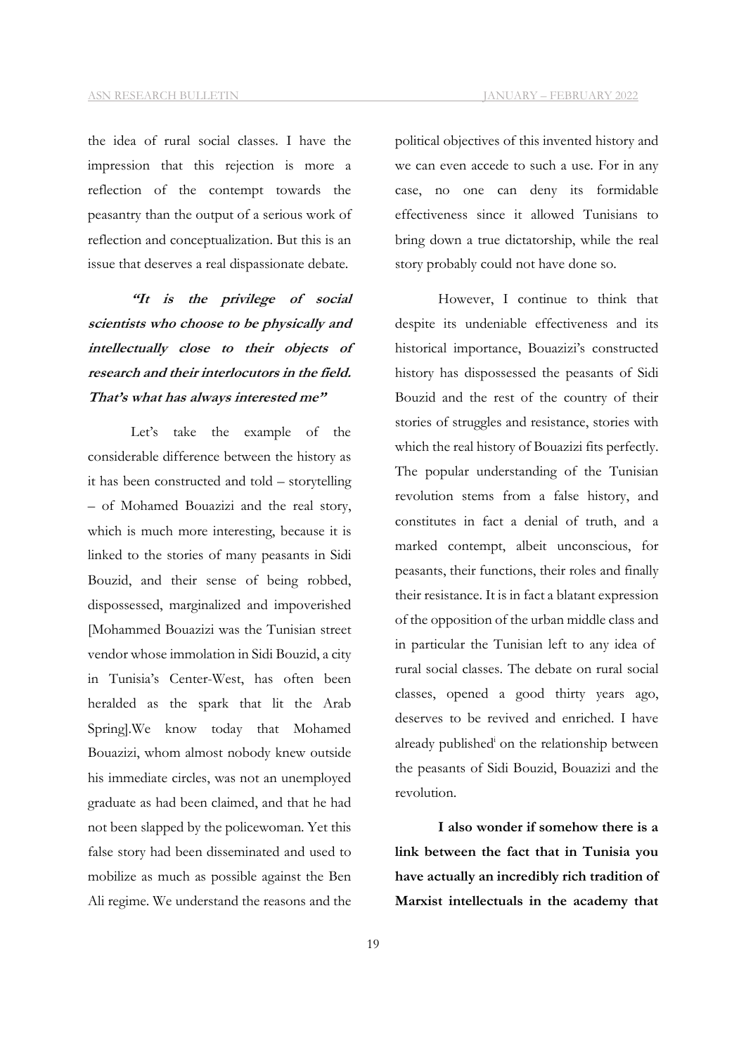the idea of rural social classes. I have the impression that this rejection is more a reflection of the contempt towards the peasantry than the output of a serious work of reflection and conceptualization. But this is an issue that deserves a real dispassionate debate.

> ***"It is the privilege of social scientists who choose to be physically and intellectually close to their objects of research and their interlocutors in the field. That's what has always interested me"***

Let's take the example of the considerable difference between the history as it has been constructed and told – storytelling – of Mohamed Bouazizi and the real story, which is much more interesting, because it is linked to the stories of many peasants in Sidi Bouzid, and their sense of being robbed, dispossessed, marginalized and impoverished [Mohammed Bouazizi was the Tunisian street vendor whose immolation in Sidi Bouzid, a city in Tunisia's Center-West, has often been heralded as the spark that lit the Arab Spring].We know today that Mohamed Bouazizi, whom almost nobody knew outside his immediate circles, was not an unemployed graduate as had been claimed, and that he had not been slapped by the policewoman. Yet this false story had been disseminated and used to mobilize as much as possible against the Ben Ali regime. We understand the reasons and the political objectives of this invented history and we can even accede to such a use. For in any case, no one can deny its formidable effectiveness since it allowed Tunisians to bring down a true dictatorship, while the real story probably could not have done so.

However, I continue to think that despite its undeniable effectiveness and its historical importance, Bouazizi's constructed history has dispossessed the peasants of Sidi Bouzid and the rest of the country of their stories of struggles and resistance, stories with which the real history of Bouazizi fits perfectly. The popular understanding of the Tunisian revolution stems from a false history, and constitutes in fact a denial of truth, and a marked contempt, albeit unconscious, for peasants, their functions, their roles and finally their resistance. It is in fact a blatant expression of the opposition of the urban middle class and in particular the Tunisian left to any idea of rural social classes. The debate on rural social classes, opened a good thirty years ago, deserves to be revived and enriched. I have already published[i] on the relationship between the peasants of Sidi Bouzid, Bouazizi and the revolution.

**I also wonder if somehow there is a link between the fact that in Tunisia you have actually an incredibly rich tradition of Marxist intellectuals in the academy that**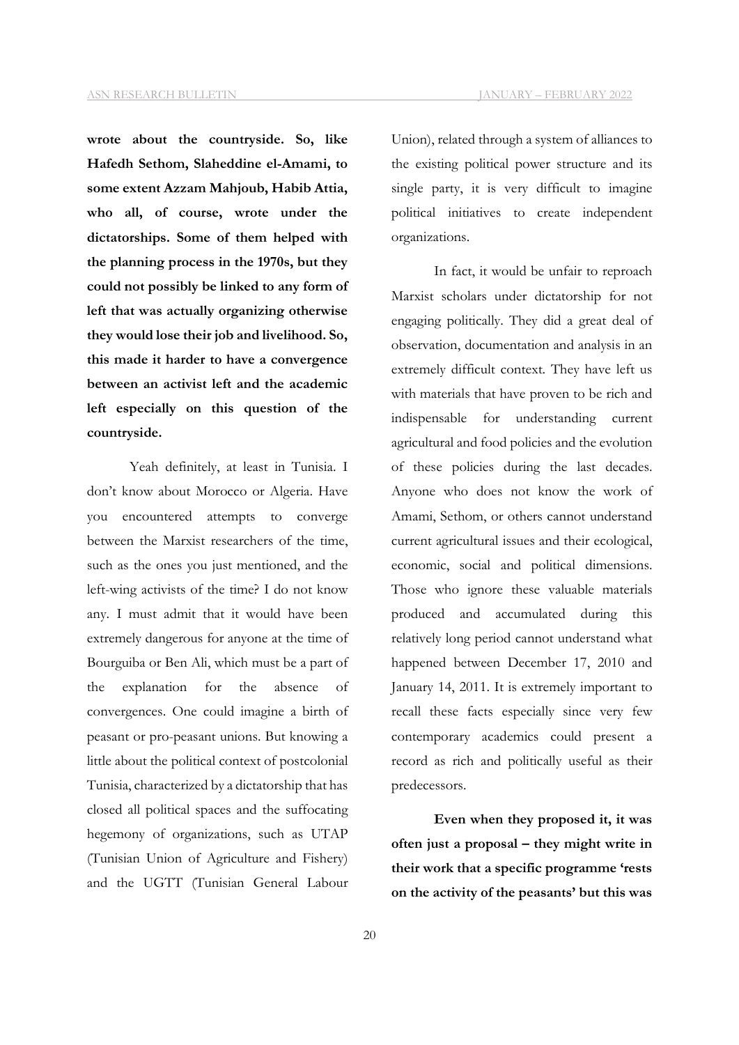**wrote about the countryside. So, like Hafedh Sethom, Slaheddine el-Amami, to some extent Azzam Mahjoub, Habib Attia, who all, of course, wrote under the dictatorships. Some of them helped with the planning process in the 1970s, but they could not possibly be linked to any form of left that was actually organizing otherwise they would lose their job and livelihood. So, this made it harder to have a convergence between an activist left and the academic left especially on this question of the countryside.**

Yeah definitely, at least in Tunisia. I don't know about Morocco or Algeria. Have you encountered attempts to converge between the Marxist researchers of the time, such as the ones you just mentioned, and the left-wing activists of the time? I do not know any. I must admit that it would have been extremely dangerous for anyone at the time of Bourguiba or Ben Ali, which must be a part of the explanation for the absence of convergences. One could imagine a birth of peasant or pro-peasant unions. But knowing a little about the political context of postcolonial Tunisia, characterized by a dictatorship that has closed all political spaces and the suffocating hegemony of organizations, such as UTAP (Tunisian Union of Agriculture and Fishery) and the UGTT (Tunisian General Labour Union), related through a system of alliances to the existing political power structure and its single party, it is very difficult to imagine political initiatives to create independent organizations.

In fact, it would be unfair to reproach Marxist scholars under dictatorship for not engaging politically. They did a great deal of observation, documentation and analysis in an extremely difficult context. They have left us with materials that have proven to be rich and indispensable for understanding current agricultural and food policies and the evolution of these policies during the last decades. Anyone who does not know the work of Amami, Sethom, or others cannot understand current agricultural issues and their ecological, economic, social and political dimensions. Those who ignore these valuable materials produced and accumulated during this relatively long period cannot understand what happened between December 17, 2010 and January 14, 2011. It is extremely important to recall these facts especially since very few contemporary academics could present a record as rich and politically useful as their predecessors.

**Even when they proposed it, it was often just a proposal – they might write in their work that a specific programme 'rests on the activity of the peasants' but this was**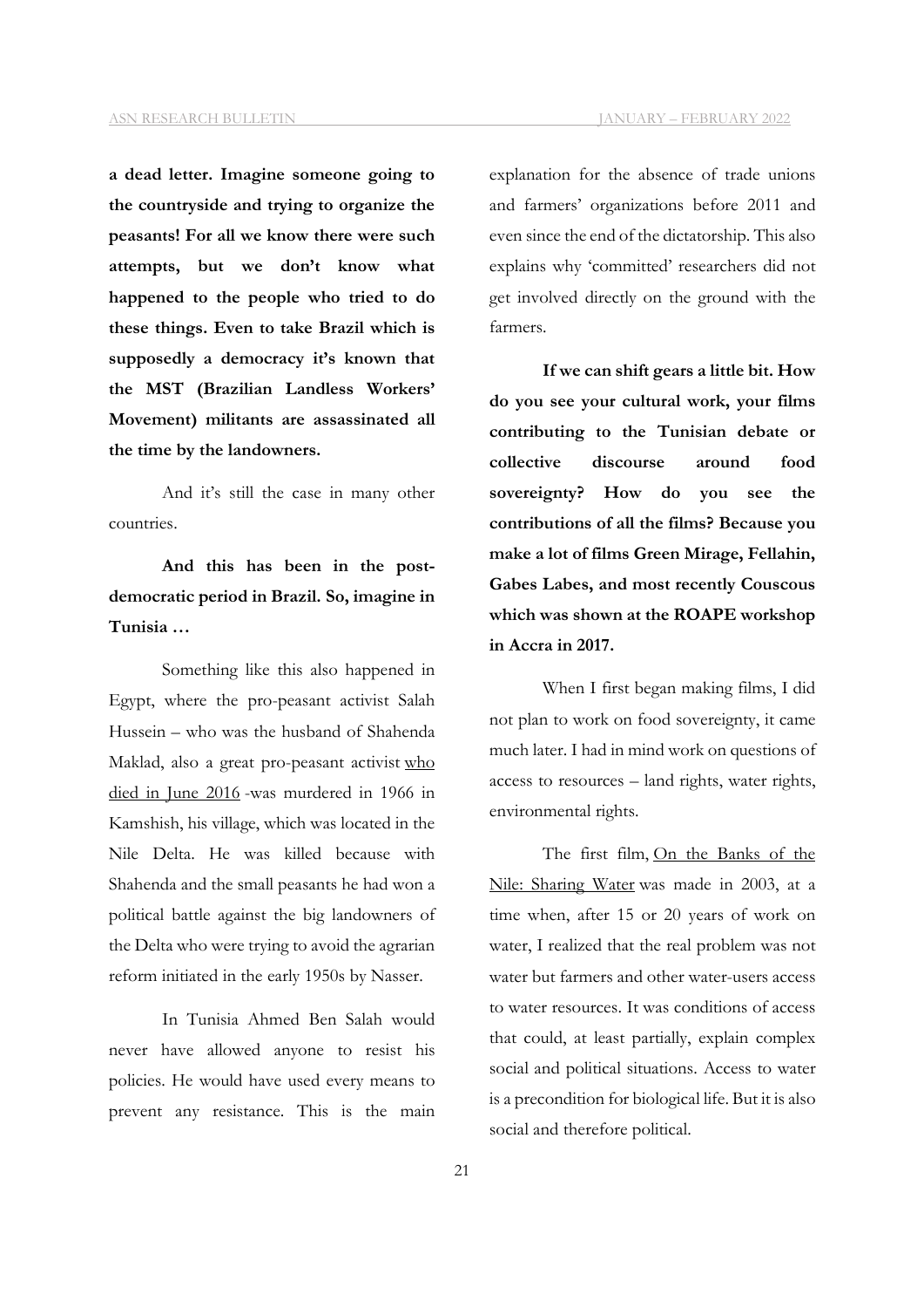**a dead letter. Imagine someone going to the countryside and trying to organize the peasants! For all we know there were such attempts, but we don't know what happened to the people who tried to do these things. Even to take Brazil which is supposedly a democracy it's known that the MST (Brazilian Landless Workers' Movement) militants are assassinated all the time by the landowners.**

And it's still the case in many other countries.

**And this has been in the post-democratic period in Brazil. So, imagine in Tunisia …**

Something like this also happened in Egypt, where the pro-peasant activist Salah Hussein – who was the husband of Shahenda Maklad, also a great pro-peasant activist who died in June 2016 -was murdered in 1966 in Kamshish, his village, which was located in the Nile Delta. He was killed because with Shahenda and the small peasants he had won a political battle against the big landowners of the Delta who were trying to avoid the agrarian reform initiated in the early 1950s by Nasser.

In Tunisia Ahmed Ben Salah would never have allowed anyone to resist his policies. He would have used every means to prevent any resistance. This is the main explanation for the absence of trade unions and farmers' organizations before 2011 and even since the end of the dictatorship. This also explains why 'committed' researchers did not get involved directly on the ground with the farmers.

**If we can shift gears a little bit. How do you see your cultural work, your films contributing to the Tunisian debate or collective discourse around food sovereignty? How do you see the contributions of all the films? Because you make a lot of films Green Mirage, Fellahin, Gabes Labes, and most recently Couscous which was shown at the ROAPE workshop in Accra in 2017.**

When I first began making films, I did not plan to work on food sovereignty, it came much later. I had in mind work on questions of access to resources – land rights, water rights, environmental rights.

The first film, On the Banks of the Nile: Sharing Water was made in 2003, at a time when, after 15 or 20 years of work on water, I realized that the real problem was not water but farmers and other water-users access to water resources. It was conditions of access that could, at least partially, explain complex social and political situations. Access to water is a precondition for biological life. But it is also social and therefore political.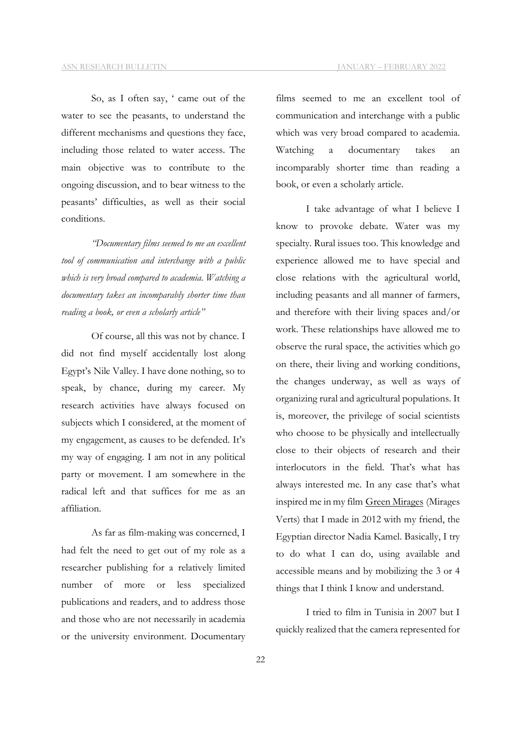So, as I often say, ' came out of the water to see the peasants, to understand the different mechanisms and questions they face, including those related to water access. The main objective was to contribute to the ongoing discussion, and to bear witness to the peasants' difficulties, as well as their social conditions.

*"Documentary films seemed to me an excellent tool of communication and interchange with a public which is very broad compared to academia. Watching a documentary takes an incomparably shorter time than reading a book, or even a scholarly article"*

Of course, all this was not by chance. I did not find myself accidentally lost along Egypt's Nile Valley. I have done nothing, so to speak, by chance, during my career. My research activities have always focused on subjects which I considered, at the moment of my engagement, as causes to be defended. It's my way of engaging. I am not in any political party or movement. I am somewhere in the radical left and that suffices for me as an affiliation.

As far as film-making was concerned, I had felt the need to get out of my role as a researcher publishing for a relatively limited number of more or less specialized publications and readers, and to address those and those who are not necessarily in academia or the university environment. Documentary films seemed to me an excellent tool of communication and interchange with a public which was very broad compared to academia. Watching a documentary takes an incomparably shorter time than reading a book, or even a scholarly article.

I take advantage of what I believe I know to provoke debate. Water was my specialty. Rural issues too. This knowledge and experience allowed me to have special and close relations with the agricultural world, including peasants and all manner of farmers, and therefore with their living spaces and/or work. These relationships have allowed me to observe the rural space, the activities which go on there, their living and working conditions, the changes underway, as well as ways of organizing rural and agricultural populations. It is, moreover, the privilege of social scientists who choose to be physically and intellectually close to their objects of research and their interlocutors in the field. That's what has always interested me. In any case that's what inspired me in my film Green Mirages (Mirages Verts) that I made in 2012 with my friend, the Egyptian director Nadia Kamel. Basically, I try to do what I can do, using available and accessible means and by mobilizing the 3 or 4 things that I think I know and understand.

I tried to film in Tunisia in 2007 but I quickly realized that the camera represented for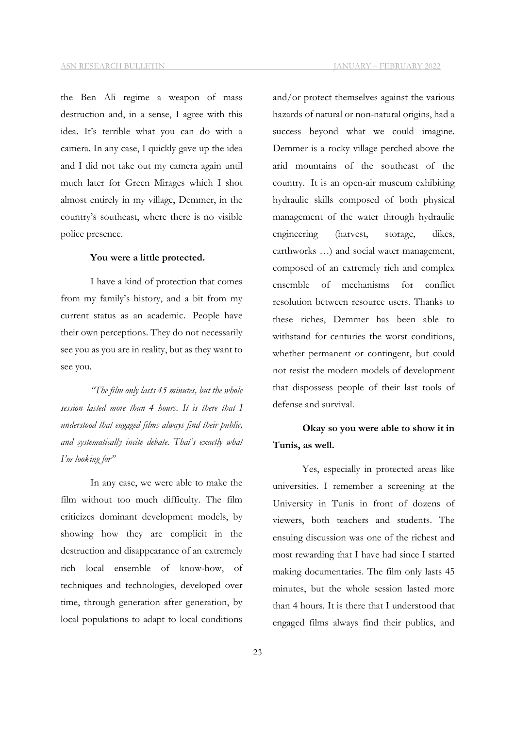the Ben Ali regime a weapon of mass destruction and, in a sense, I agree with this idea. It's terrible what you can do with a camera. In any case, I quickly gave up the idea and I did not take out my camera again until much later for Green Mirages which I shot almost entirely in my village, Demmer, in the country's southeast, where there is no visible police presence.

**You were a little protected.**

I have a kind of protection that comes from my family's history, and a bit from my current status as an academic. People have their own perceptions. They do not necessarily see you as you are in reality, but as they want to see you.

*"The film only lasts 45 minutes, but the whole session lasted more than 4 hours. It is there that I understood that engaged films always find their public, and systematically incite debate. That's exactly what I'm looking for"*

In any case, we were able to make the film without too much difficulty. The film criticizes dominant development models, by showing how they are complicit in the destruction and disappearance of an extremely rich local ensemble of know-how, of techniques and technologies, developed over time, through generation after generation, by local populations to adapt to local conditions and/or protect themselves against the various hazards of natural or non-natural origins, had a success beyond what we could imagine. Demmer is a rocky village perched above the arid mountains of the southeast of the country. It is an open-air museum exhibiting hydraulic skills composed of both physical management of the water through hydraulic engineering (harvest, storage, dikes, earthworks …) and social water management, composed of an extremely rich and complex ensemble of mechanisms for conflict resolution between resource users. Thanks to these riches, Demmer has been able to withstand for centuries the worst conditions, whether permanent or contingent, but could not resist the modern models of development that dispossess people of their last tools of defense and survival.

**Okay so you were able to show it in Tunis, as well.**

Yes, especially in protected areas like universities. I remember a screening at the University in Tunis in front of dozens of viewers, both teachers and students. The ensuing discussion was one of the richest and most rewarding that I have had since I started making documentaries. The film only lasts 45 minutes, but the whole session lasted more than 4 hours. It is there that I understood that engaged films always find their publics, and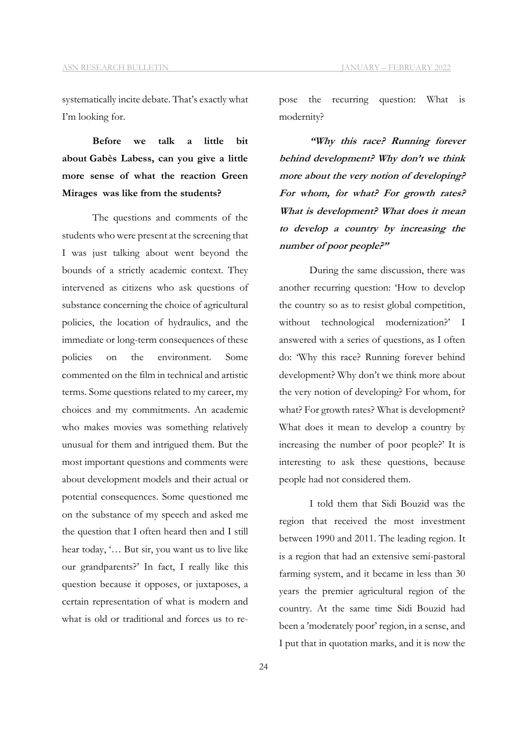systematically incite debate. That's exactly what I'm looking for.

**Before we talk a little bit about Gabès Labess, can you give a little more sense of what the reaction Green Mirages was like from the students?**

The questions and comments of the students who were present at the screening that I was just talking about went beyond the bounds of a strictly academic context. They intervened as citizens who ask questions of substance concerning the choice of agricultural policies, the location of hydraulics, and the immediate or long-term consequences of these policies on the environment. Some commented on the film in technical and artistic terms. Some questions related to my career, my choices and my commitments. An academic who makes movies was something relatively unusual for them and intrigued them. But the most important questions and comments were about development models and their actual or potential consequences. Some questioned me on the substance of my speech and asked me the question that I often heard then and I still hear today, '… But sir, you want us to live like our grandparents?' In fact, I really like this question because it opposes, or juxtaposes, a certain representation of what is modern and what is old or traditional and forces us to repose the recurring question: What is modernity?

***"Why this race? Running forever behind development? Why don't we think more about the very notion of developing? For whom, for what? For growth rates? What is development? What does it mean to develop a country by increasing the number of poor people?"***

During the same discussion, there was another recurring question: 'How to develop the country so as to resist global competition, without technological modernization?' I answered with a series of questions, as I often do: 'Why this race? Running forever behind development? Why don't we think more about the very notion of developing? For whom, for what? For growth rates? What is development? What does it mean to develop a country by increasing the number of poor people?' It is interesting to ask these questions, because people had not considered them.

I told them that Sidi Bouzid was the region that received the most investment between 1990 and 2011. The leading region. It is a region that had an extensive semi-pastoral farming system, and it became in less than 30 years the premier agricultural region of the country. At the same time Sidi Bouzid had been a 'moderately poor' region, in a sense, and I put that in quotation marks, and it is now the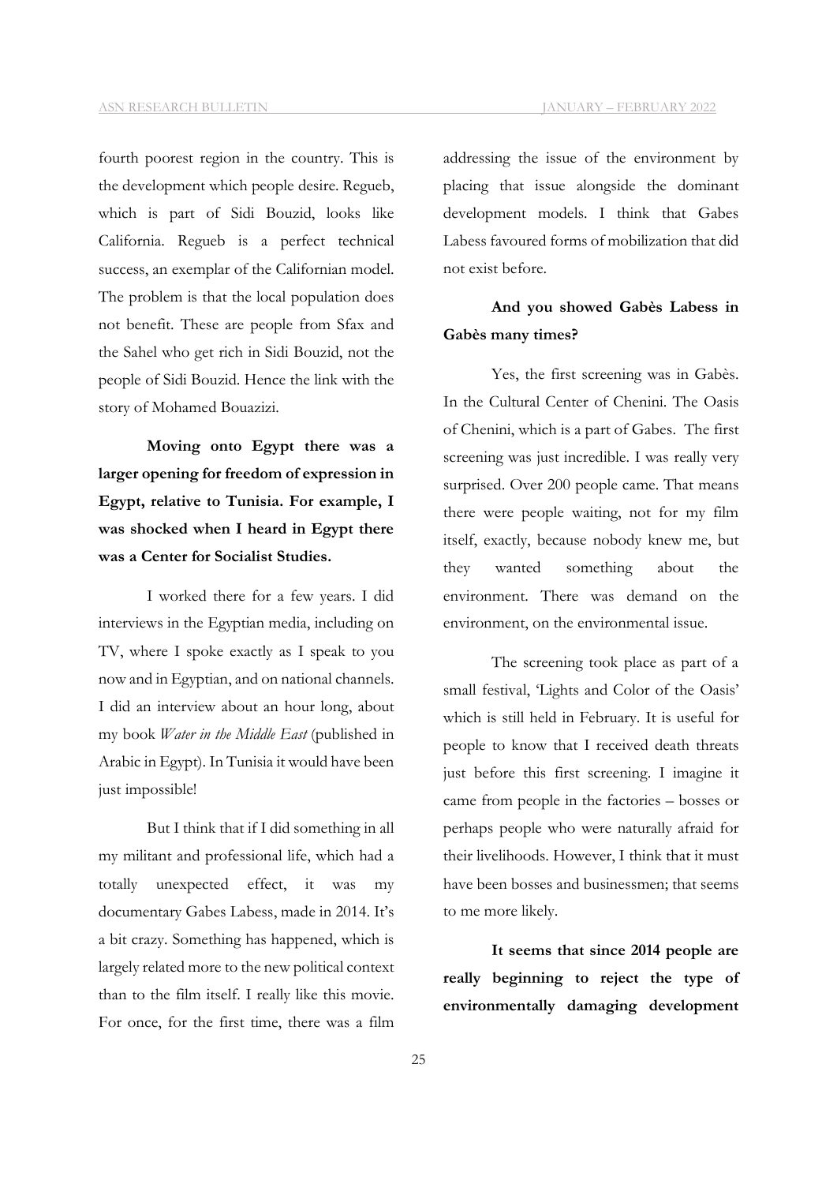fourth poorest region in the country. This is the development which people desire. Regueb, which is part of Sidi Bouzid, looks like California. Regueb is a perfect technical success, an exemplar of the Californian model. The problem is that the local population does not benefit. These are people from Sfax and the Sahel who get rich in Sidi Bouzid, not the people of Sidi Bouzid. Hence the link with the story of Mohamed Bouazizi.

**Moving onto Egypt there was a larger opening for freedom of expression in Egypt, relative to Tunisia. For example, I was shocked when I heard in Egypt there was a Center for Socialist Studies.**

I worked there for a few years. I did interviews in the Egyptian media, including on TV, where I spoke exactly as I speak to you now and in Egyptian, and on national channels. I did an interview about an hour long, about my book *Water in the Middle East* (published in Arabic in Egypt). In Tunisia it would have been just impossible!

But I think that if I did something in all my militant and professional life, which had a totally unexpected effect, it was my documentary Gabes Labess, made in 2014. It's a bit crazy. Something has happened, which is largely related more to the new political context than to the film itself. I really like this movie. For once, for the first time, there was a film addressing the issue of the environment by placing that issue alongside the dominant development models. I think that Gabes Labess favoured forms of mobilization that did not exist before.

**And you showed Gabès Labess in Gabès many times?**

Yes, the first screening was in Gabès. In the Cultural Center of Chenini. The Oasis of Chenini, which is a part of Gabes. The first screening was just incredible. I was really very surprised. Over 200 people came. That means there were people waiting, not for my film itself, exactly, because nobody knew me, but they wanted something about the environment. There was demand on the environment, on the environmental issue.

The screening took place as part of a small festival, 'Lights and Color of the Oasis' which is still held in February. It is useful for people to know that I received death threats just before this first screening. I imagine it came from people in the factories – bosses or perhaps people who were naturally afraid for their livelihoods. However, I think that it must have been bosses and businessmen; that seems to me more likely.

**It seems that since 2014 people are really beginning to reject the type of environmentally damaging development**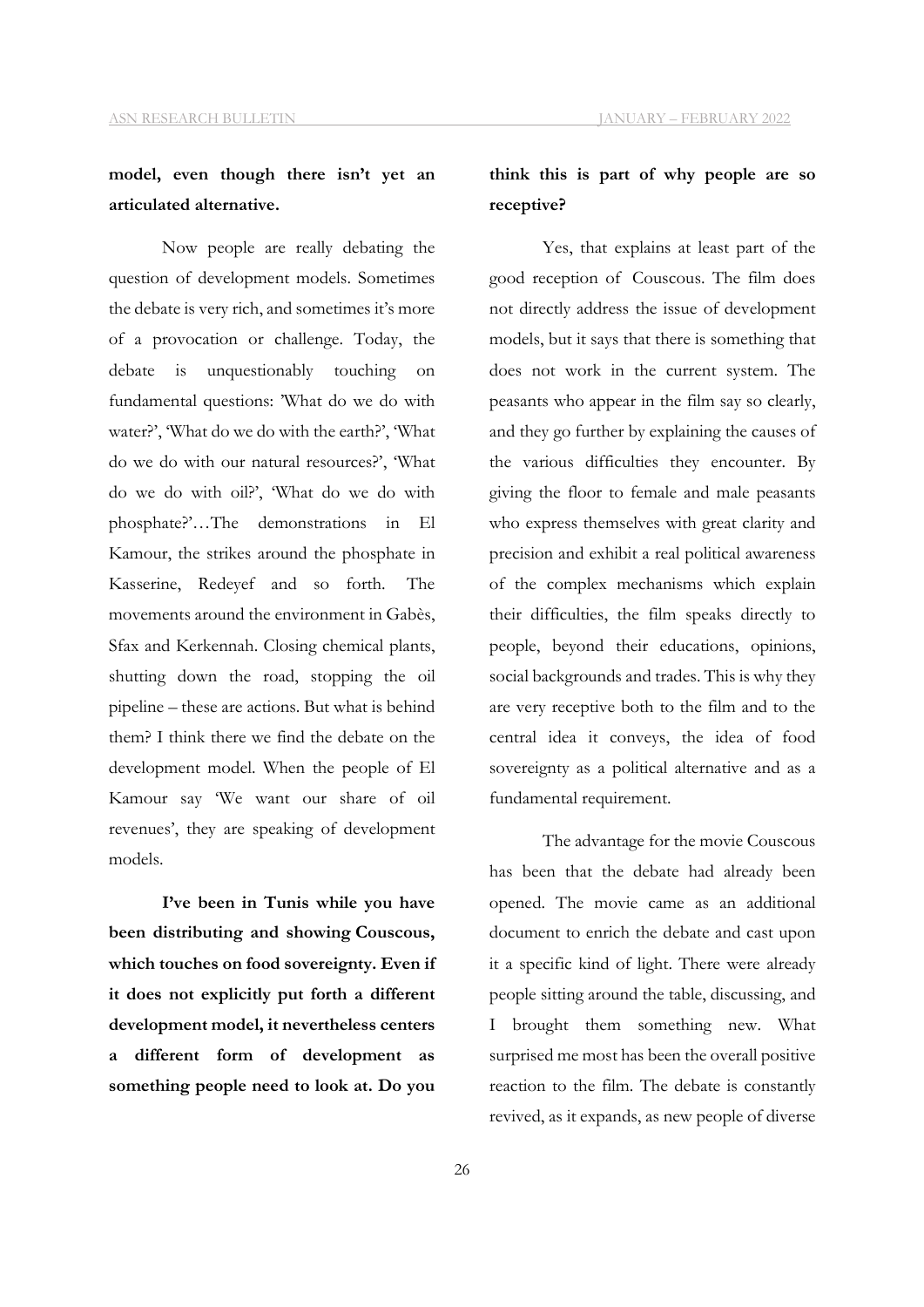**model, even though there isn't yet an articulated alternative.**

Now people are really debating the question of development models. Sometimes the debate is very rich, and sometimes it's more of a provocation or challenge. Today, the debate is unquestionably touching on fundamental questions: 'What do we do with water?', 'What do we do with the earth?', 'What do we do with our natural resources?', 'What do we do with oil?', 'What do we do with phosphate?'…The demonstrations in El Kamour, the strikes around the phosphate in Kasserine, Redeyef and so forth. The movements around the environment in Gabès, Sfax and Kerkennah. Closing chemical plants, shutting down the road, stopping the oil pipeline – these are actions. But what is behind them? I think there we find the debate on the development model. When the people of El Kamour say 'We want our share of oil revenues', they are speaking of development models.

**I've been in Tunis while you have been distributing and showing Couscous, which touches on food sovereignty. Even if it does not explicitly put forth a different development model, it nevertheless centers a different form of development as something people need to look at. Do you think this is part of why people are so receptive?**

Yes, that explains at least part of the good reception of Couscous. The film does not directly address the issue of development models, but it says that there is something that does not work in the current system. The peasants who appear in the film say so clearly, and they go further by explaining the causes of the various difficulties they encounter. By giving the floor to female and male peasants who express themselves with great clarity and precision and exhibit a real political awareness of the complex mechanisms which explain their difficulties, the film speaks directly to people, beyond their educations, opinions, social backgrounds and trades. This is why they are very receptive both to the film and to the central idea it conveys, the idea of food sovereignty as a political alternative and as a fundamental requirement.

The advantage for the movie Couscous has been that the debate had already been opened. The movie came as an additional document to enrich the debate and cast upon it a specific kind of light. There were already people sitting around the table, discussing, and I brought them something new. What surprised me most has been the overall positive reaction to the film. The debate is constantly revived, as it expands, as new people of diverse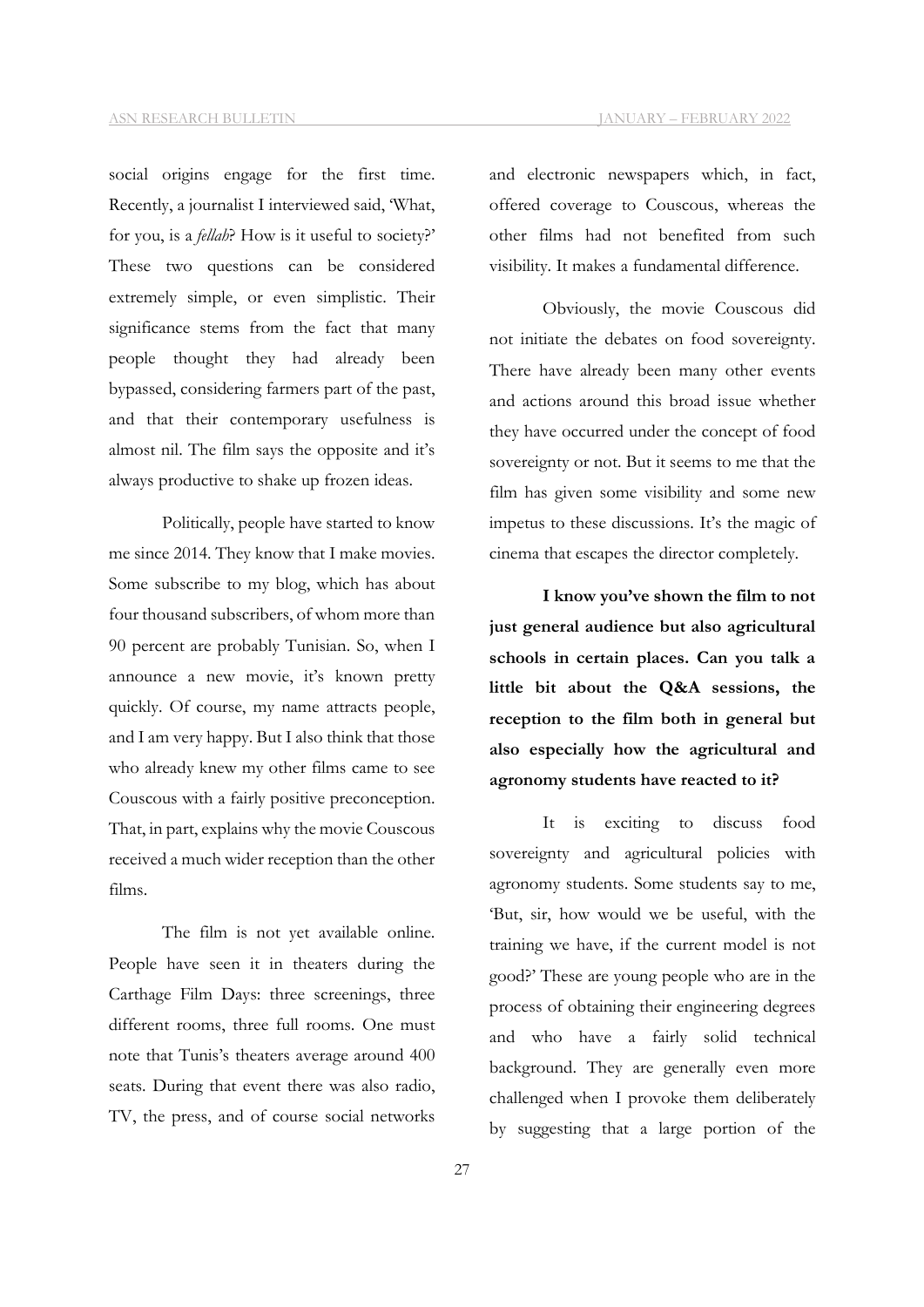social origins engage for the first time. Recently, a journalist I interviewed said, 'What, for you, is a *fellah*? How is it useful to society?' These two questions can be considered extremely simple, or even simplistic. Their significance stems from the fact that many people thought they had already been bypassed, considering farmers part of the past, and that their contemporary usefulness is almost nil. The film says the opposite and it's always productive to shake up frozen ideas.

Politically, people have started to know me since 2014. They know that I make movies. Some subscribe to my blog, which has about four thousand subscribers, of whom more than 90 percent are probably Tunisian. So, when I announce a new movie, it's known pretty quickly. Of course, my name attracts people, and I am very happy. But I also think that those who already knew my other films came to see Couscous with a fairly positive preconception. That, in part, explains why the movie Couscous received a much wider reception than the other films.

The film is not yet available online. People have seen it in theaters during the Carthage Film Days: three screenings, three different rooms, three full rooms. One must note that Tunis's theaters average around 400 seats. During that event there was also radio, TV, the press, and of course social networks and electronic newspapers which, in fact, offered coverage to Couscous, whereas the other films had not benefited from such visibility. It makes a fundamental difference.

Obviously, the movie Couscous did not initiate the debates on food sovereignty. There have already been many other events and actions around this broad issue whether they have occurred under the concept of food sovereignty or not. But it seems to me that the film has given some visibility and some new impetus to these discussions. It's the magic of cinema that escapes the director completely.

**I know you've shown the film to not just general audience but also agricultural schools in certain places. Can you talk a little bit about the Q&A sessions, the reception to the film both in general but also especially how the agricultural and agronomy students have reacted to it?**

It is exciting to discuss food sovereignty and agricultural policies with agronomy students. Some students say to me, 'But, sir, how would we be useful, with the training we have, if the current model is not good?' These are young people who are in the process of obtaining their engineering degrees and who have a fairly solid technical background. They are generally even more challenged when I provoke them deliberately by suggesting that a large portion of the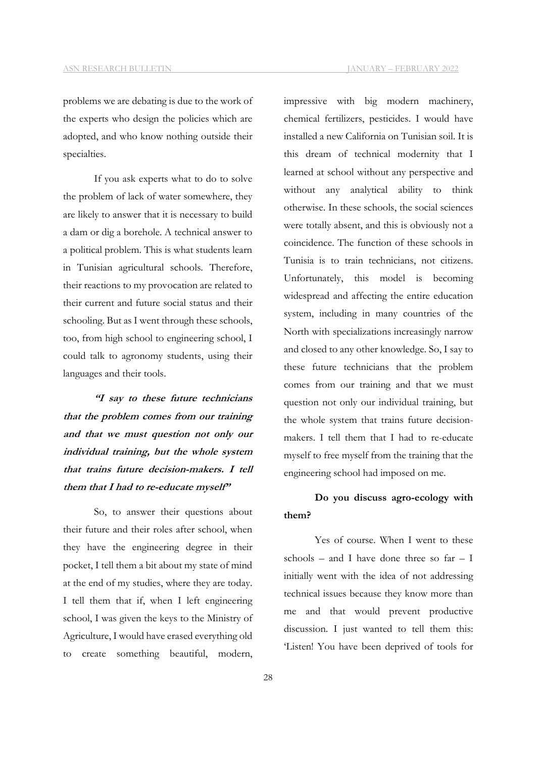problems we are debating is due to the work of the experts who design the policies which are adopted, and who know nothing outside their specialties.

If you ask experts what to do to solve the problem of lack of water somewhere, they are likely to answer that it is necessary to build a dam or dig a borehole. A technical answer to a political problem. This is what students learn in Tunisian agricultural schools. Therefore, their reactions to my provocation are related to their current and future social status and their schooling. But as I went through these schools, too, from high school to engineering school, I could talk to agronomy students, using their languages and their tools.

***"I say to these future technicians that the problem comes from our training and that we must question not only our individual training, but the whole system that trains future decision-makers. I tell them that I had to re-educate myself"***

So, to answer their questions about their future and their roles after school, when they have the engineering degree in their pocket, I tell them a bit about my state of mind at the end of my studies, where they are today. I tell them that if, when I left engineering school, I was given the keys to the Ministry of Agriculture, I would have erased everything old to create something beautiful, modern, impressive with big modern machinery, chemical fertilizers, pesticides. I would have installed a new California on Tunisian soil. It is this dream of technical modernity that I learned at school without any perspective and without any analytical ability to think otherwise. In these schools, the social sciences were totally absent, and this is obviously not a coincidence. The function of these schools in Tunisia is to train technicians, not citizens. Unfortunately, this model is becoming widespread and affecting the entire education system, including in many countries of the North with specializations increasingly narrow and closed to any other knowledge. So, I say to these future technicians that the problem comes from our training and that we must question not only our individual training, but the whole system that trains future decision-makers. I tell them that I had to re-educate myself to free myself from the training that the engineering school had imposed on me.

**Do you discuss agro-ecology with them?**

Yes of course. When I went to these schools – and I have done three so far – I initially went with the idea of not addressing technical issues because they know more than me and that would prevent productive discussion. I just wanted to tell them this: 'Listen! You have been deprived of tools for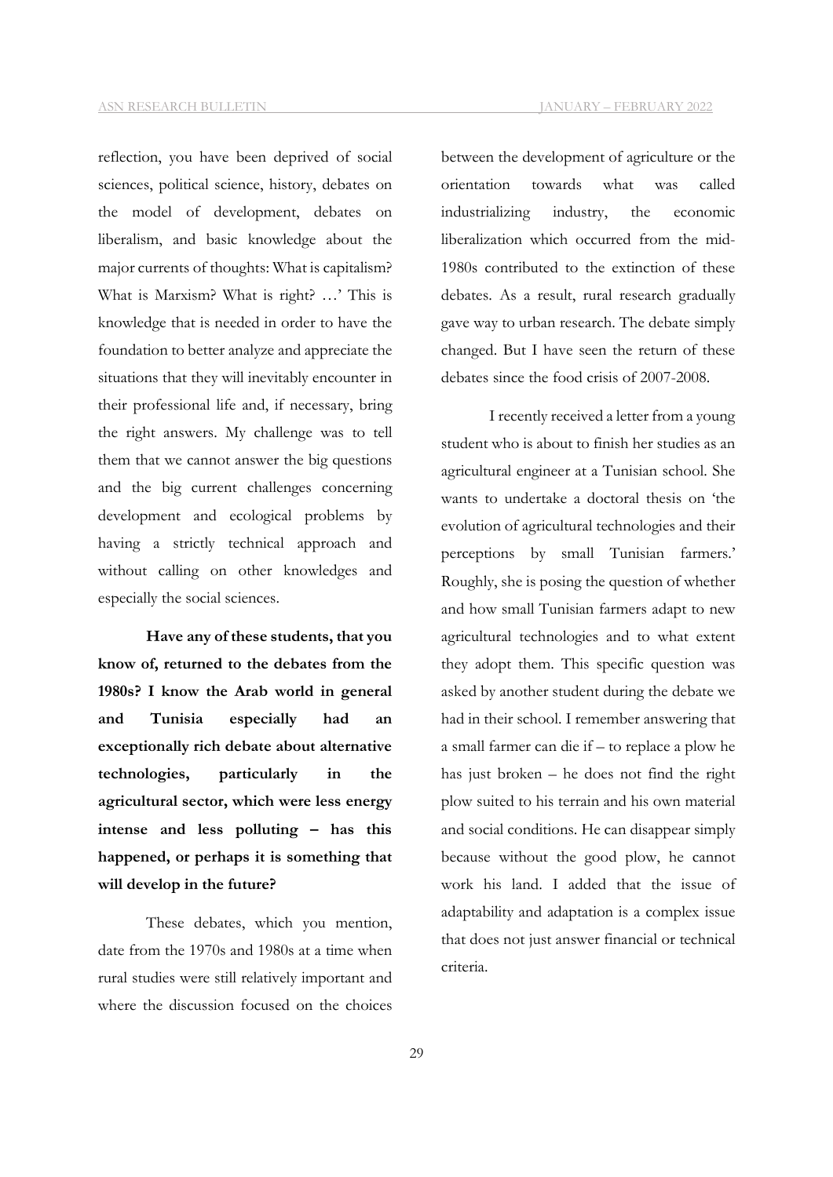reflection, you have been deprived of social sciences, political science, history, debates on the model of development, debates on liberalism, and basic knowledge about the major currents of thoughts: What is capitalism? What is Marxism? What is right? …' This is knowledge that is needed in order to have the foundation to better analyze and appreciate the situations that they will inevitably encounter in their professional life and, if necessary, bring the right answers. My challenge was to tell them that we cannot answer the big questions and the big current challenges concerning development and ecological problems by having a strictly technical approach and without calling on other knowledges and especially the social sciences.

**Have any of these students, that you know of, returned to the debates from the 1980s? I know the Arab world in general and Tunisia especially had an exceptionally rich debate about alternative technologies, particularly in the agricultural sector, which were less energy intense and less polluting – has this happened, or perhaps it is something that will develop in the future?**

These debates, which you mention, date from the 1970s and 1980s at a time when rural studies were still relatively important and where the discussion focused on the choices between the development of agriculture or the orientation towards what was called industrializing industry, the economic liberalization which occurred from the mid-1980s contributed to the extinction of these debates. As a result, rural research gradually gave way to urban research. The debate simply changed. But I have seen the return of these debates since the food crisis of 2007-2008.

I recently received a letter from a young student who is about to finish her studies as an agricultural engineer at a Tunisian school. She wants to undertake a doctoral thesis on 'the evolution of agricultural technologies and their perceptions by small Tunisian farmers.' Roughly, she is posing the question of whether and how small Tunisian farmers adapt to new agricultural technologies and to what extent they adopt them. This specific question was asked by another student during the debate we had in their school. I remember answering that a small farmer can die if – to replace a plow he has just broken – he does not find the right plow suited to his terrain and his own material and social conditions. He can disappear simply because without the good plow, he cannot work his land. I added that the issue of adaptability and adaptation is a complex issue that does not just answer financial or technical criteria.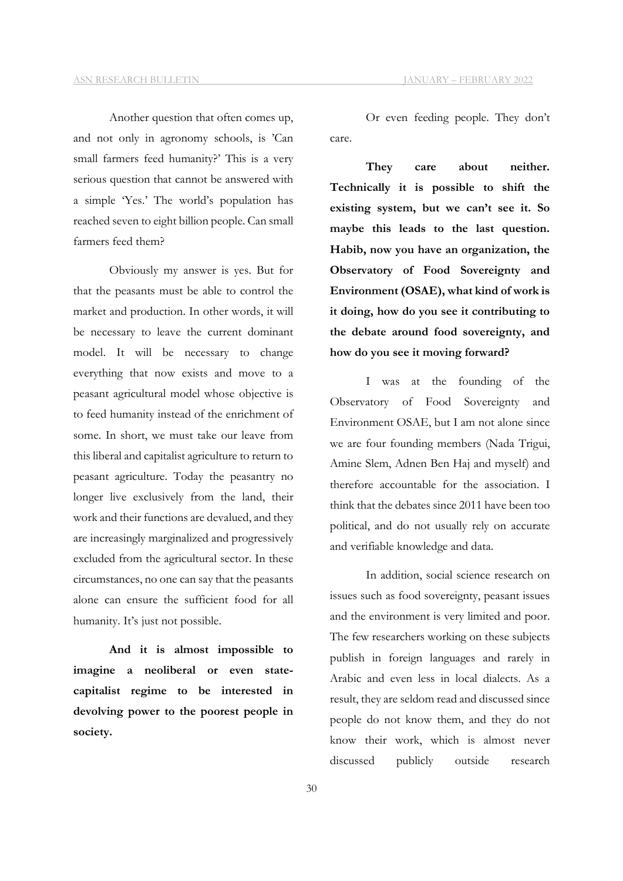Another question that often comes up, and not only in agronomy schools, is 'Can small farmers feed humanity?' This is a very serious question that cannot be answered with a simple 'Yes.' The world's population has reached seven to eight billion people. Can small farmers feed them?

Obviously my answer is yes. But for that the peasants must be able to control the market and production. In other words, it will be necessary to leave the current dominant model. It will be necessary to change everything that now exists and move to a peasant agricultural model whose objective is to feed humanity instead of the enrichment of some. In short, we must take our leave from this liberal and capitalist agriculture to return to peasant agriculture. Today the peasantry no longer live exclusively from the land, their work and their functions are devalued, and they are increasingly marginalized and progressively excluded from the agricultural sector. In these circumstances, no one can say that the peasants alone can ensure the sufficient food for all humanity. It's just not possible.

**And it is almost impossible to imagine a neoliberal or even state-capitalist regime to be interested in devolving power to the poorest people in society.**

Or even feeding people. They don't care.

**They care about neither. Technically it is possible to shift the existing system, but we can't see it. So maybe this leads to the last question. Habib, now you have an organization, the Observatory of Food Sovereignty and Environment (OSAE), what kind of work is it doing, how do you see it contributing to the debate around food sovereignty, and how do you see it moving forward?**

I was at the founding of the Observatory of Food Sovereignty and Environment OSAE, but I am not alone since we are four founding members (Nada Trigui, Amine Slem, Adnen Ben Haj and myself) and therefore accountable for the association. I think that the debates since 2011 have been too political, and do not usually rely on accurate and verifiable knowledge and data.

In addition, social science research on issues such as food sovereignty, peasant issues and the environment is very limited and poor. The few researchers working on these subjects publish in foreign languages and rarely in Arabic and even less in local dialects. As a result, they are seldom read and discussed since people do not know them, and they do not know their work, which is almost never discussed publicly outside research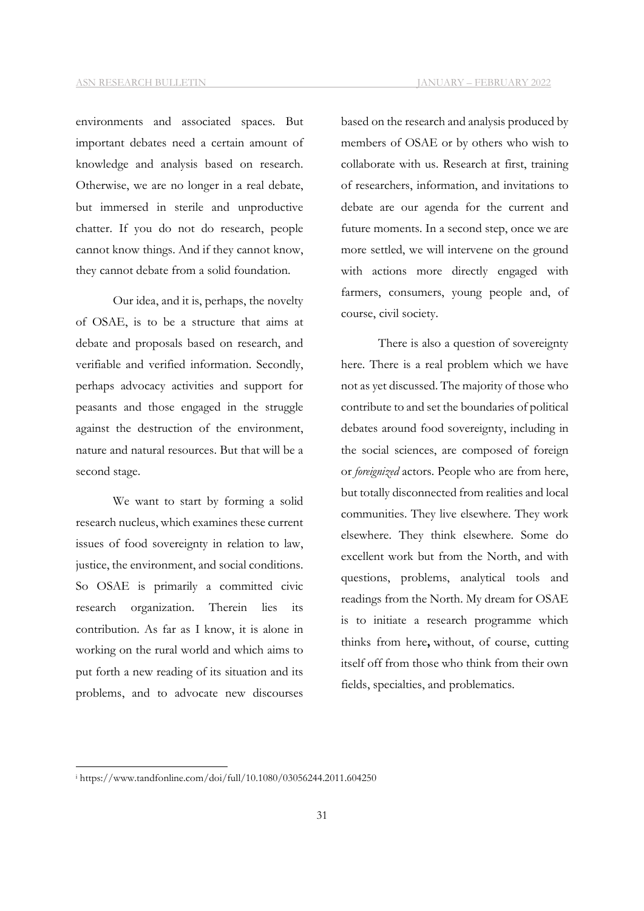environments and associated spaces. But important debates need a certain amount of knowledge and analysis based on research. Otherwise, we are no longer in a real debate, but immersed in sterile and unproductive chatter. If you do not do research, people cannot know things. And if they cannot know, they cannot debate from a solid foundation.

Our idea, and it is, perhaps, the novelty of OSAE, is to be a structure that aims at debate and proposals based on research, and verifiable and verified information. Secondly, perhaps advocacy activities and support for peasants and those engaged in the struggle against the destruction of the environment, nature and natural resources. But that will be a second stage.

We want to start by forming a solid research nucleus, which examines these current issues of food sovereignty in relation to law, justice, the environment, and social conditions. So OSAE is primarily a committed civic research organization. Therein lies its contribution. As far as I know, it is alone in working on the rural world and which aims to put forth a new reading of its situation and its problems, and to advocate new discourses based on the research and analysis produced by members of OSAE or by others who wish to collaborate with us. Research at first, training of researchers, information, and invitations to debate are our agenda for the current and future moments. In a second step, once we are more settled, we will intervene on the ground with actions more directly engaged with farmers, consumers, young people and, of course, civil society.

There is also a question of sovereignty here. There is a real problem which we have not as yet discussed. The majority of those who contribute to and set the boundaries of political debates around food sovereignty, including in the social sciences, are composed of foreign or *foreignized* actors. People who are from here, but totally disconnected from realities and local communities. They live elsewhere. They work elsewhere. They think elsewhere. Some do excellent work but from the North, and with questions, problems, analytical tools and readings from the North. My dream for OSAE is to initiate a research programme which thinks from here**,** without, of course, cutting itself off from those who think from their own fields, specialties, and problematics.

---

[i] https://www.tandfonline.com/doi/full/10.1080/03056244.2011.604250